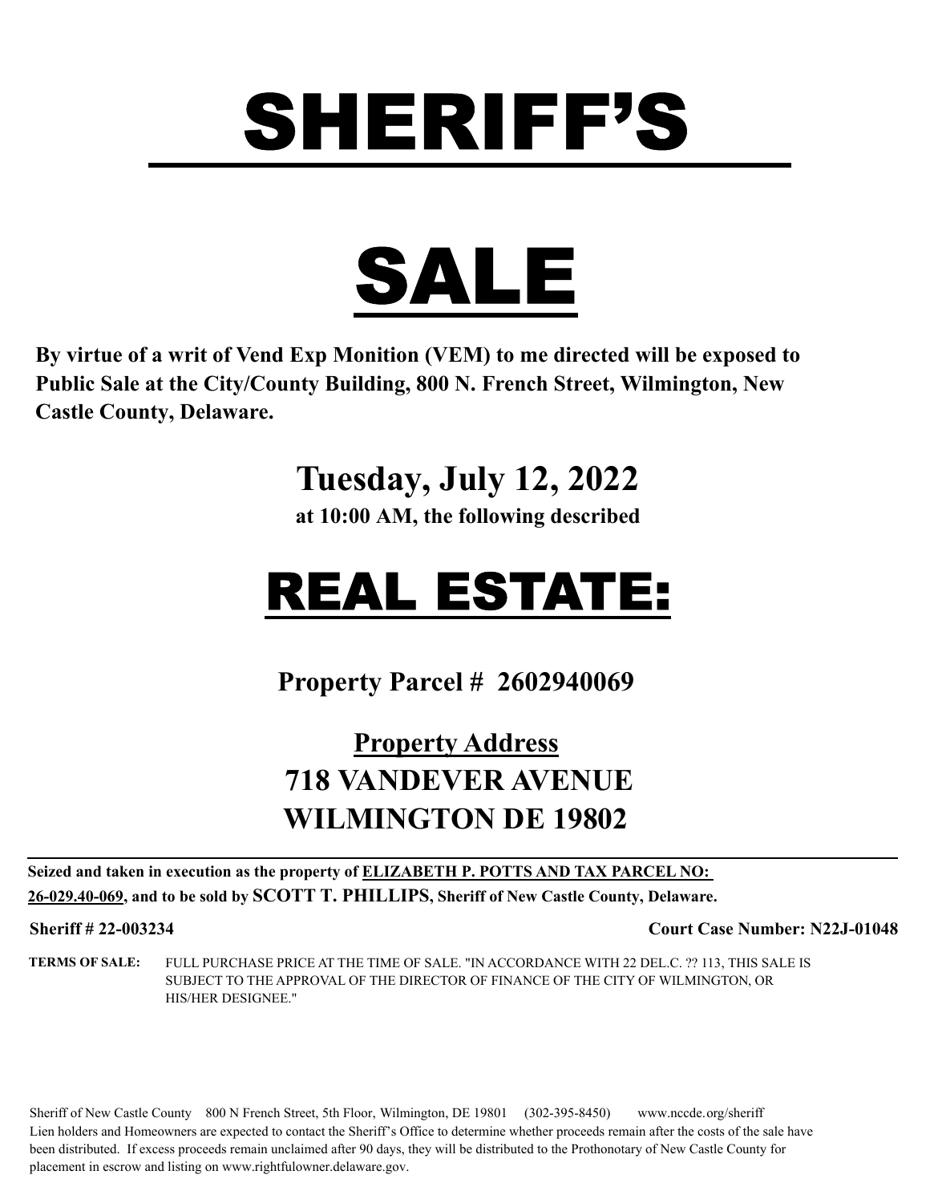# SHERIFF'S

# SALE

**By virtue of a writ of Vend Exp Monition (VEM) to me directed will be exposed to Public Sale at the City/County Building, 800 N. French Street, Wilmington, New Castle County, Delaware.**

## Tuesday, July 12, 2022

**at 10:00 AM, the following described**

# REAL ESTATE:

## Property Parcel # 2602940069

## Property Address
## 718 VANDEVER AVENUE
## WILMINGTON DE 19802

---

**Seized and taken in execution as the property of ELIZABETH P. POTTS AND TAX PARCEL NO: 26-029.40-069, and to be sold by SCOTT T. PHILLIPS, Sheriff of New Castle County, Delaware.**

**Sheriff # 22-003234** **Court Case Number: N22J-01048**

**TERMS OF SALE:** FULL PURCHASE PRICE AT THE TIME OF SALE. "IN ACCORDANCE WITH 22 DEL.C. ?? 113, THIS SALE IS SUBJECT TO THE APPROVAL OF THE DIRECTOR OF FINANCE OF THE CITY OF WILMINGTON, OR HIS/HER DESIGNEE."

Sheriff of New Castle County 800 N French Street, 5th Floor, Wilmington, DE 19801 (302-395-8450) www.nccde.org/sheriff
Lien holders and Homeowners are expected to contact the Sheriff's Office to determine whether proceeds remain after the costs of the sale have been distributed. If excess proceeds remain unclaimed after 90 days, they will be distributed to the Prothonotary of New Castle County for placement in escrow and listing on www.rightfulowner.delaware.gov.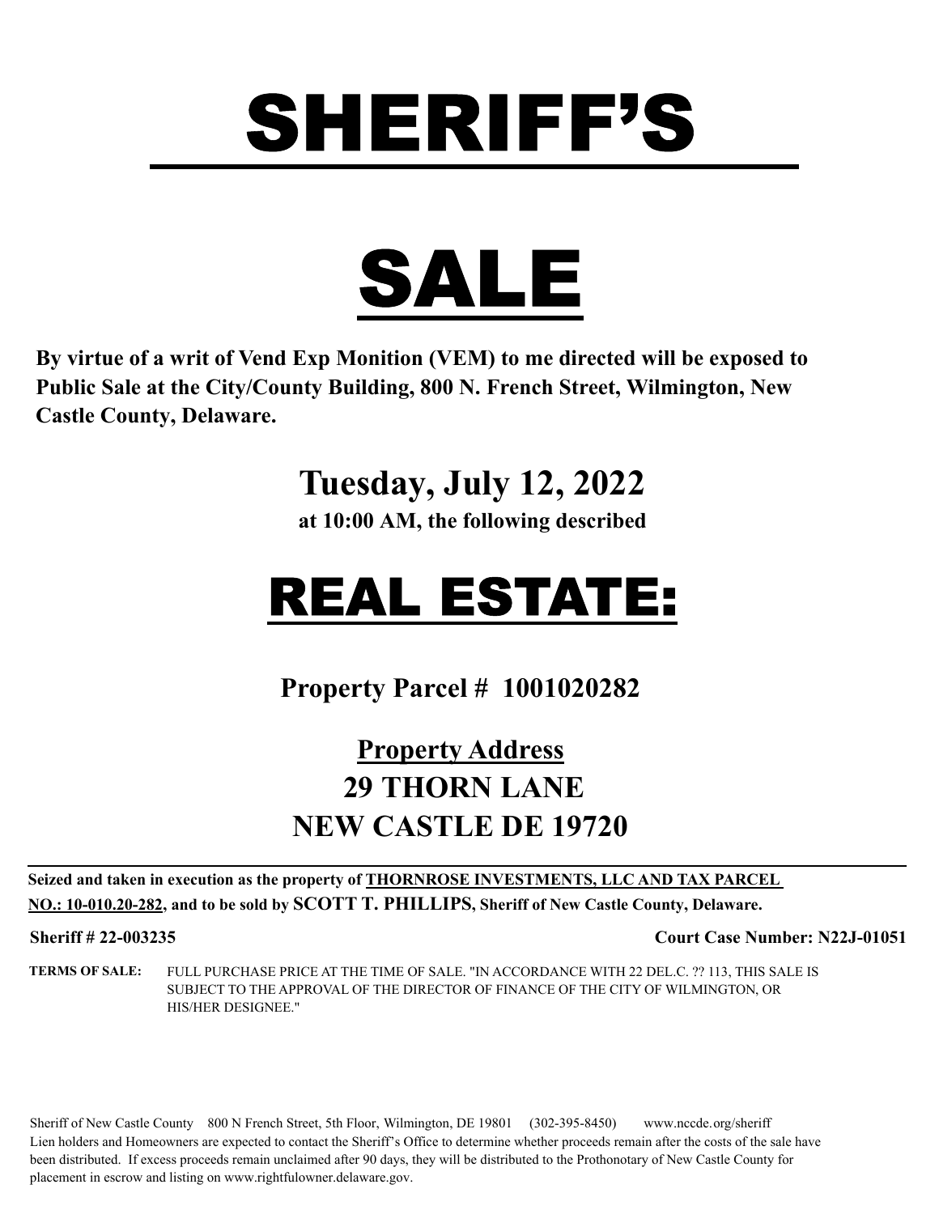# SHERIFF'S

# SALE

**By virtue of a writ of Vend Exp Monition (VEM) to me directed will be exposed to Public Sale at the City/County Building, 800 N. French Street, Wilmington, New Castle County, Delaware.**

## Tuesday, July 12, 2022

**at 10:00 AM, the following described**

# REAL ESTATE:

## Property Parcel # 1001020282

## Property Address

## 29 THORN LANE
## NEW CASTLE DE 19720

**Seized and taken in execution as the property of THORNROSE INVESTMENTS, LLC AND TAX PARCEL NO.: 10-010.20-282, and to be sold by SCOTT T. PHILLIPS, Sheriff of New Castle County, Delaware.**

**Sheriff # 22-003235** **Court Case Number: N22J-01051**

**TERMS OF SALE:** FULL PURCHASE PRICE AT THE TIME OF SALE. "IN ACCORDANCE WITH 22 DEL.C. ?? 113, THIS SALE IS SUBJECT TO THE APPROVAL OF THE DIRECTOR OF FINANCE OF THE CITY OF WILMINGTON, OR HIS/HER DESIGNEE."

Sheriff of New Castle County 800 N French Street, 5th Floor, Wilmington, DE 19801 (302-395-8450) www.nccde.org/sheriff
Lien holders and Homeowners are expected to contact the Sheriff's Office to determine whether proceeds remain after the costs of the sale have been distributed. If excess proceeds remain unclaimed after 90 days, they will be distributed to the Prothonotary of New Castle County for placement in escrow and listing on www.rightfulowner.delaware.gov.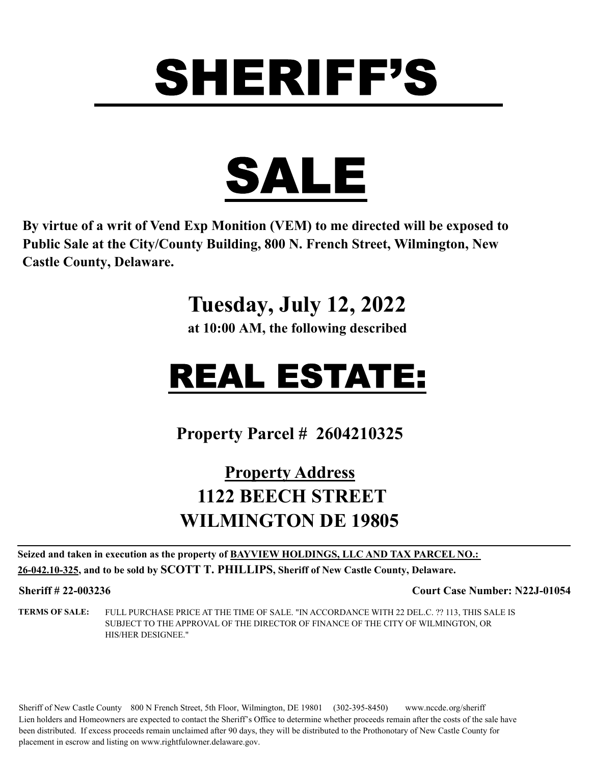# SHERIFF'S

# SALE

**By virtue of a writ of Vend Exp Monition (VEM) to me directed will be exposed to Public Sale at the City/County Building, 800 N. French Street, Wilmington, New Castle County, Delaware.**

## Tuesday, July 12, 2022

**at 10:00 AM, the following described**

# REAL ESTATE:

## Property Parcel # 2604210325

## Property Address

## 1122 BEECH STREET

## WILMINGTON DE 19805

---

**Seized and taken in execution as the property of BAYVIEW HOLDINGS, LLC AND TAX PARCEL NO.: 26-042.10-325, and to be sold by SCOTT T. PHILLIPS, Sheriff of New Castle County, Delaware.**

**Sheriff # 22-003236** **Court Case Number: N22J-01054**

**TERMS OF SALE:** FULL PURCHASE PRICE AT THE TIME OF SALE. "IN ACCORDANCE WITH 22 DEL.C. ?? 113, THIS SALE IS SUBJECT TO THE APPROVAL OF THE DIRECTOR OF FINANCE OF THE CITY OF WILMINGTON, OR HIS/HER DESIGNEE."

Sheriff of New Castle County 800 N French Street, 5th Floor, Wilmington, DE 19801 (302-395-8450) www.nccde.org/sheriff
Lien holders and Homeowners are expected to contact the Sheriff's Office to determine whether proceeds remain after the costs of the sale have been distributed. If excess proceeds remain unclaimed after 90 days, they will be distributed to the Prothonotary of New Castle County for placement in escrow and listing on www.rightfulowner.delaware.gov.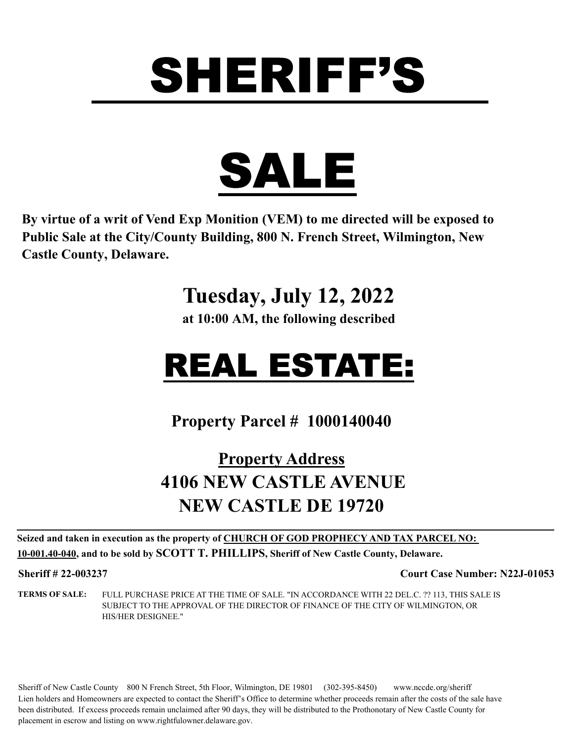# SHERIFF'S

# SALE

**By virtue of a writ of Vend Exp Monition (VEM) to me directed will be exposed to Public Sale at the City/County Building, 800 N. French Street, Wilmington, New Castle County, Delaware.**

## Tuesday, July 12, 2022

**at 10:00 AM, the following described**

# REAL ESTATE:

## Property Parcel # 1000140040

## Property Address
## 4106 NEW CASTLE AVENUE
## NEW CASTLE DE 19720

**Seized and taken in execution as the property of CHURCH OF GOD PROPHECY AND TAX PARCEL NO: 10-001.40-040, and to be sold by SCOTT T. PHILLIPS, Sheriff of New Castle County, Delaware.**

**Sheriff # 22-003237** **Court Case Number: N22J-01053**

**TERMS OF SALE:** FULL PURCHASE PRICE AT THE TIME OF SALE. "IN ACCORDANCE WITH 22 DEL.C. ?? 113, THIS SALE IS SUBJECT TO THE APPROVAL OF THE DIRECTOR OF FINANCE OF THE CITY OF WILMINGTON, OR HIS/HER DESIGNEE."

Sheriff of New Castle County 800 N French Street, 5th Floor, Wilmington, DE 19801 (302-395-8450) www.nccde.org/sheriff
Lien holders and Homeowners are expected to contact the Sheriff's Office to determine whether proceeds remain after the costs of the sale have been distributed. If excess proceeds remain unclaimed after 90 days, they will be distributed to the Prothonotary of New Castle County for placement in escrow and listing on www.rightfulowner.delaware.gov.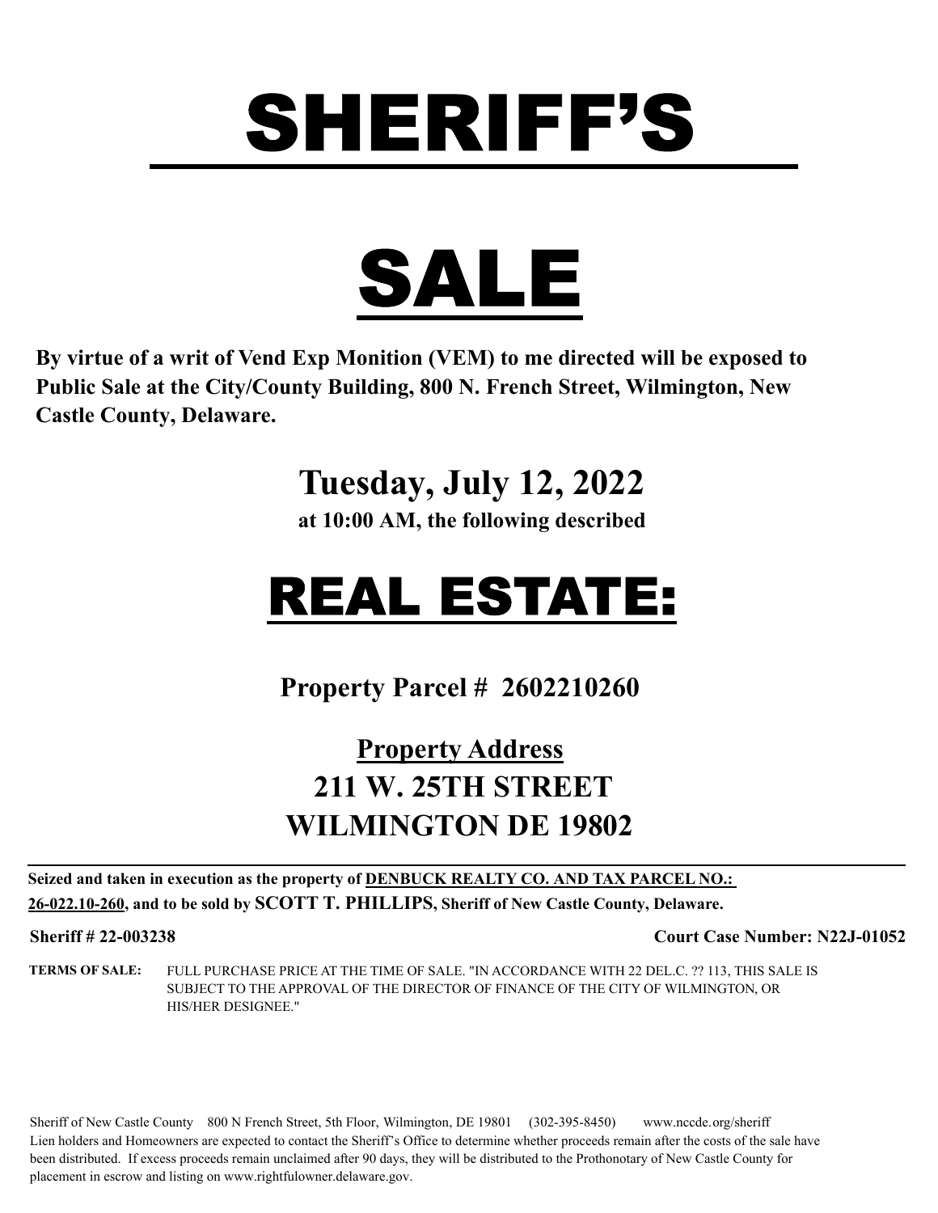# SHERIFF'S

# SALE

**By virtue of a writ of Vend Exp Monition (VEM) to me directed will be exposed to Public Sale at the City/County Building, 800 N. French Street, Wilmington, New Castle County, Delaware.**

## Tuesday, July 12, 2022

**at 10:00 AM, the following described**

# REAL ESTATE:

**Property Parcel # 2602210260**

## Property Address

## 211 W. 25TH STREET
## WILMINGTON DE 19802

**Seized and taken in execution as the property of DENBUCK REALTY CO. AND TAX PARCEL NO.: 26-022.10-260, and to be sold by SCOTT T. PHILLIPS, Sheriff of New Castle County, Delaware.**

**Sheriff # 22-003238** **Court Case Number: N22J-01052**

**TERMS OF SALE:** FULL PURCHASE PRICE AT THE TIME OF SALE. "IN ACCORDANCE WITH 22 DEL.C. ?? 113, THIS SALE IS SUBJECT TO THE APPROVAL OF THE DIRECTOR OF FINANCE OF THE CITY OF WILMINGTON, OR HIS/HER DESIGNEE."

Sheriff of New Castle County 800 N French Street, 5th Floor, Wilmington, DE 19801 (302-395-8450) www.nccde.org/sheriff
Lien holders and Homeowners are expected to contact the Sheriff's Office to determine whether proceeds remain after the costs of the sale have been distributed. If excess proceeds remain unclaimed after 90 days, they will be distributed to the Prothonotary of New Castle County for placement in escrow and listing on www.rightfulowner.delaware.gov.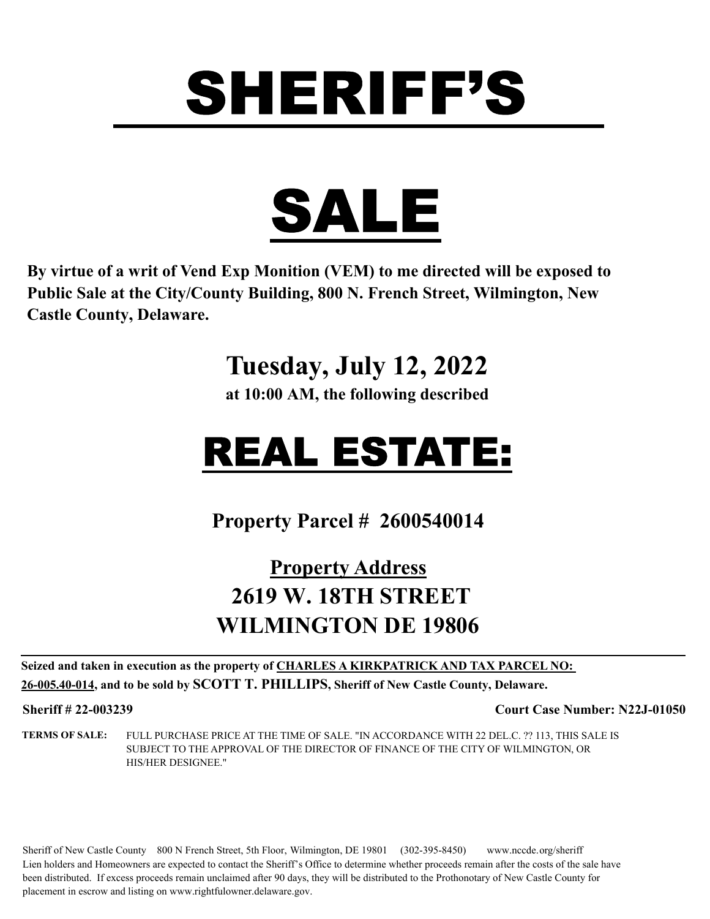# SHERIFF'S

# SALE

**By virtue of a writ of Vend Exp Monition (VEM) to me directed will be exposed to Public Sale at the City/County Building, 800 N. French Street, Wilmington, New Castle County, Delaware.**

## Tuesday, July 12, 2022

**at 10:00 AM, the following described**

# REAL ESTATE:

## Property Parcel # 2600540014

## Property Address

## 2619 W. 18TH STREET
## WILMINGTON DE 19806

**Seized and taken in execution as the property of CHARLES A KIRKPATRICK AND TAX PARCEL NO: 26-005.40-014, and to be sold by SCOTT T. PHILLIPS, Sheriff of New Castle County, Delaware.**

**Sheriff # 22-003239** **Court Case Number: N22J-01050**

**TERMS OF SALE:** FULL PURCHASE PRICE AT THE TIME OF SALE. "IN ACCORDANCE WITH 22 DEL.C. ?? 113, THIS SALE IS SUBJECT TO THE APPROVAL OF THE DIRECTOR OF FINANCE OF THE CITY OF WILMINGTON, OR HIS/HER DESIGNEE."

Sheriff of New Castle County 800 N French Street, 5th Floor, Wilmington, DE 19801 (302-395-8450) www.nccde.org/sheriff
Lien holders and Homeowners are expected to contact the Sheriff's Office to determine whether proceeds remain after the costs of the sale have been distributed. If excess proceeds remain unclaimed after 90 days, they will be distributed to the Prothonotary of New Castle County for placement in escrow and listing on www.rightfulowner.delaware.gov.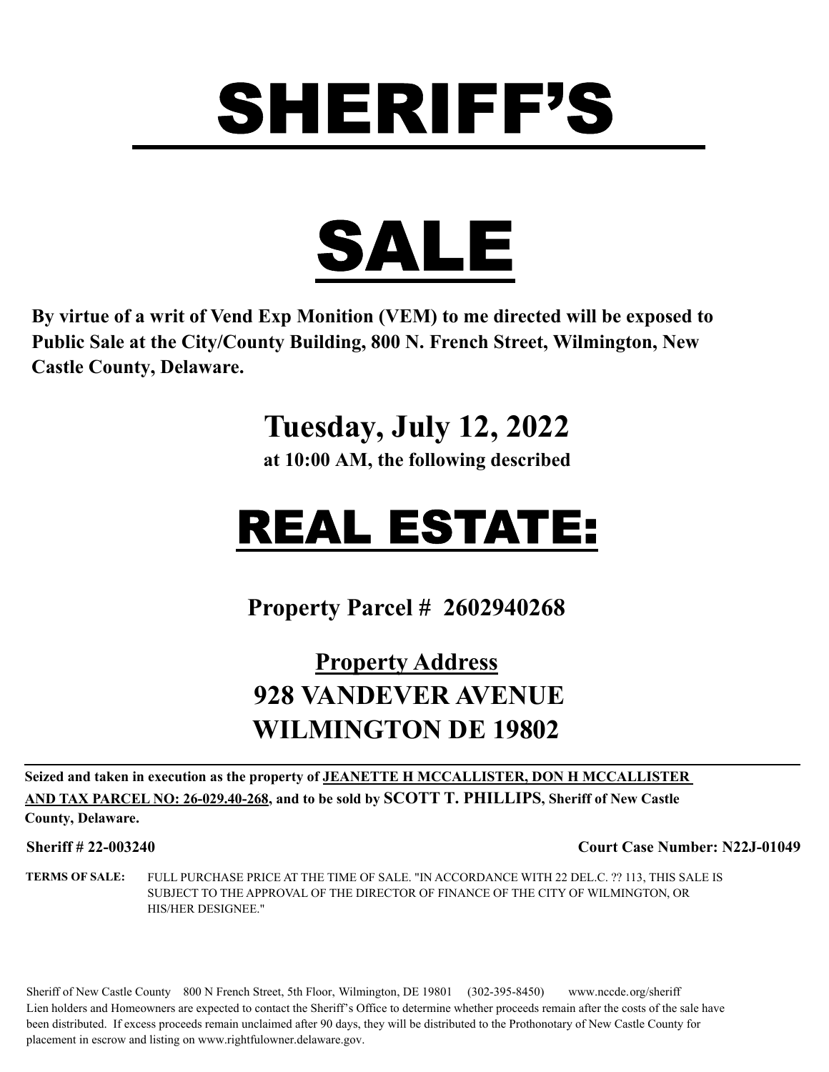# SHERIFF'S

# SALE

**By virtue of a writ of Vend Exp Monition (VEM) to me directed will be exposed to Public Sale at the City/County Building, 800 N. French Street, Wilmington, New Castle County, Delaware.**

## Tuesday, July 12, 2022

**at 10:00 AM, the following described**

# REAL ESTATE:

## Property Parcel # 2602940268

## Property Address
## 928 VANDEVER AVENUE
## WILMINGTON DE 19802

**Seized and taken in execution as the property of JEANETTE H MCCALLISTER, DON H MCCALLISTER AND TAX PARCEL NO: 26-029.40-268, and to be sold by SCOTT T. PHILLIPS, Sheriff of New Castle County, Delaware.**

**Sheriff # 22-003240** **Court Case Number: N22J-01049**

**TERMS OF SALE:** FULL PURCHASE PRICE AT THE TIME OF SALE. "IN ACCORDANCE WITH 22 DEL.C. ?? 113, THIS SALE IS SUBJECT TO THE APPROVAL OF THE DIRECTOR OF FINANCE OF THE CITY OF WILMINGTON, OR HIS/HER DESIGNEE."

Sheriff of New Castle County 800 N French Street, 5th Floor, Wilmington, DE 19801 (302-395-8450) www.nccde.org/sheriff
Lien holders and Homeowners are expected to contact the Sheriff's Office to determine whether proceeds remain after the costs of the sale have been distributed. If excess proceeds remain unclaimed after 90 days, they will be distributed to the Prothonotary of New Castle County for placement in escrow and listing on www.rightfulowner.delaware.gov.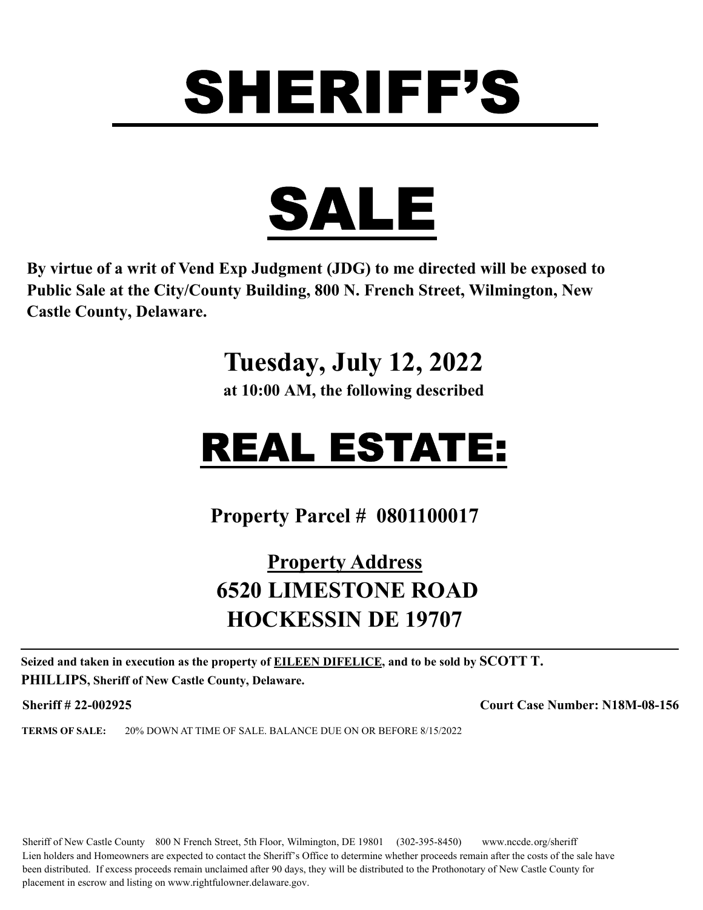# SHERIFF'S

# SALE

**By virtue of a writ of Vend Exp Judgment (JDG) to me directed will be exposed to Public Sale at the City/County Building, 800 N. French Street, Wilmington, New Castle County, Delaware.**

## Tuesday, July 12, 2022

**at 10:00 AM, the following described**

# REAL ESTATE:

## Property Parcel # 0801100017

## Property Address
## 6520 LIMESTONE ROAD
## HOCKESSIN DE 19707

---

**Seized and taken in execution as the property of EILEEN DIFELICE, and to be sold by SCOTT T. PHILLIPS, Sheriff of New Castle County, Delaware.**

**Sheriff # 22-002925** | **Court Case Number: N18M-08-156**

**TERMS OF SALE:** 20% DOWN AT TIME OF SALE. BALANCE DUE ON OR BEFORE 8/15/2022

Sheriff of New Castle County 800 N French Street, 5th Floor, Wilmington, DE 19801 (302-395-8450) www.nccde.org/sheriff
Lien holders and Homeowners are expected to contact the Sheriff's Office to determine whether proceeds remain after the costs of the sale have been distributed. If excess proceeds remain unclaimed after 90 days, they will be distributed to the Prothonotary of New Castle County for placement in escrow and listing on www.rightfulowner.delaware.gov.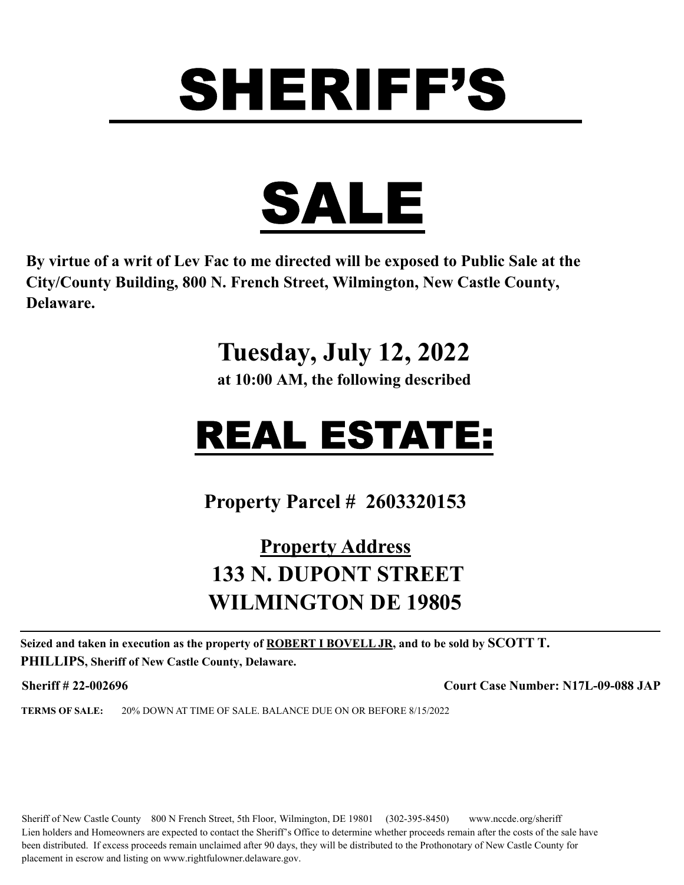# SHERIFF'S

# SALE

**By virtue of a writ of Lev Fac to me directed will be exposed to Public Sale at the City/County Building, 800 N. French Street, Wilmington, New Castle County, Delaware.**

## Tuesday, July 12, 2022

**at 10:00 AM, the following described**

# REAL ESTATE:

## Property Parcel # 2603320153

## Property Address

## 133 N. DUPONT STREET
## WILMINGTON DE 19805

---

**Seized and taken in execution as the property of ROBERT I BOVELL JR, and to be sold by SCOTT T. PHILLIPS, Sheriff of New Castle County, Delaware.**

**Sheriff # 22-002696** **Court Case Number: N17L-09-088 JAP**

**TERMS OF SALE:** 20% DOWN AT TIME OF SALE. BALANCE DUE ON OR BEFORE 8/15/2022

Sheriff of New Castle County 800 N French Street, 5th Floor, Wilmington, DE 19801 (302-395-8450) www.nccde.org/sheriff
Lien holders and Homeowners are expected to contact the Sheriff's Office to determine whether proceeds remain after the costs of the sale have been distributed. If excess proceeds remain unclaimed after 90 days, they will be distributed to the Prothonotary of New Castle County for placement in escrow and listing on www.rightfulowner.delaware.gov.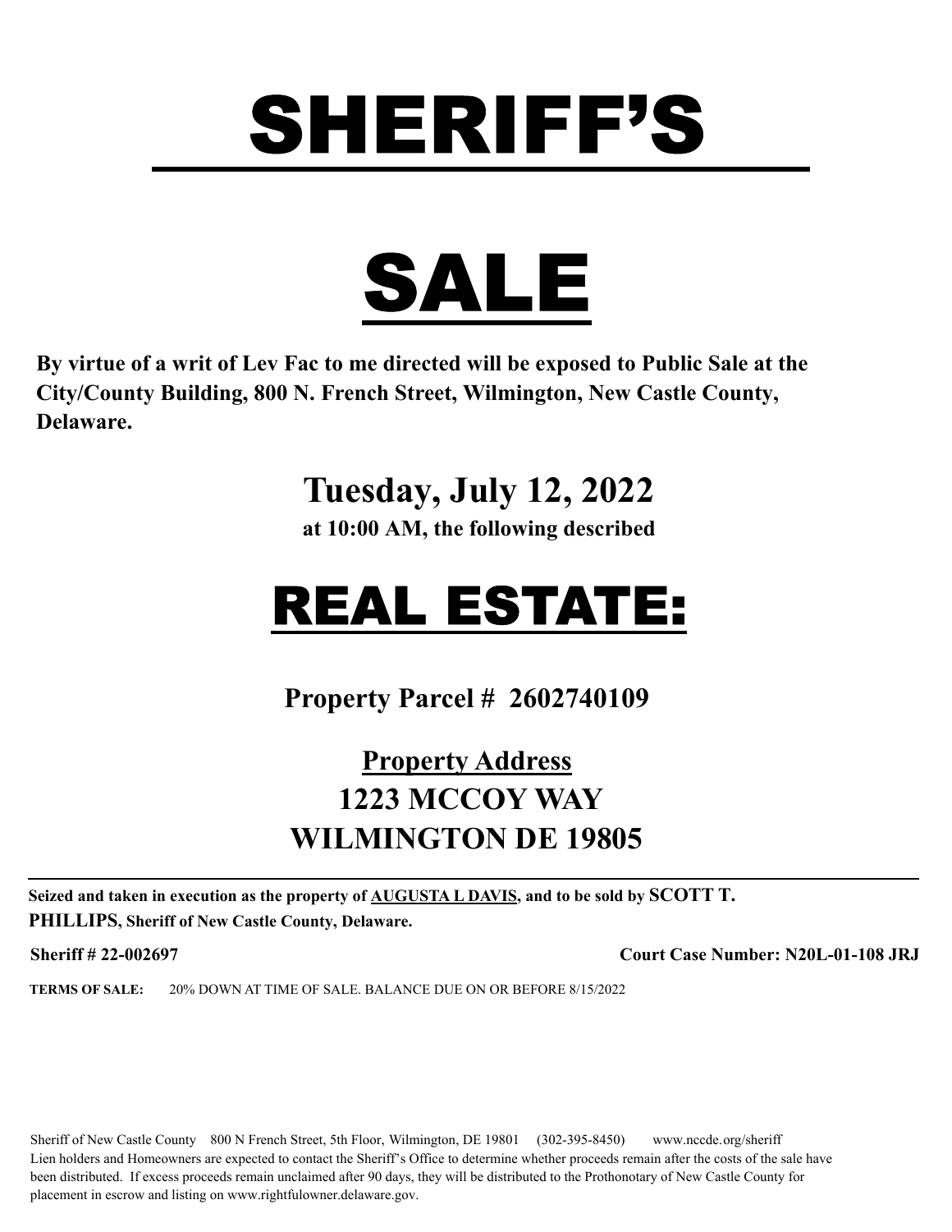# SHERIFF'S

# SALE

**By virtue of a writ of Lev Fac to me directed will be exposed to Public Sale at the City/County Building, 800 N. French Street, Wilmington, New Castle County, Delaware.**

## Tuesday, July 12, 2022

**at 10:00 AM, the following described**

# REAL ESTATE:

## Property Parcel # 2602740109

## Property Address

## 1223 MCCOY WAY

## WILMINGTON DE 19805

---

**Seized and taken in execution as the property of AUGUSTA L DAVIS, and to be sold by SCOTT T. PHILLIPS, Sheriff of New Castle County, Delaware.**

**Sheriff # 22-002697** **Court Case Number: N20L-01-108 JRJ**

**TERMS OF SALE:** 20% DOWN AT TIME OF SALE. BALANCE DUE ON OR BEFORE 8/15/2022

Sheriff of New Castle County 800 N French Street, 5th Floor, Wilmington, DE 19801 (302-395-8450) www.nccde.org/sheriff
Lien holders and Homeowners are expected to contact the Sheriff's Office to determine whether proceeds remain after the costs of the sale have been distributed. If excess proceeds remain unclaimed after 90 days, they will be distributed to the Prothonotary of New Castle County for placement in escrow and listing on www.rightfulowner.delaware.gov.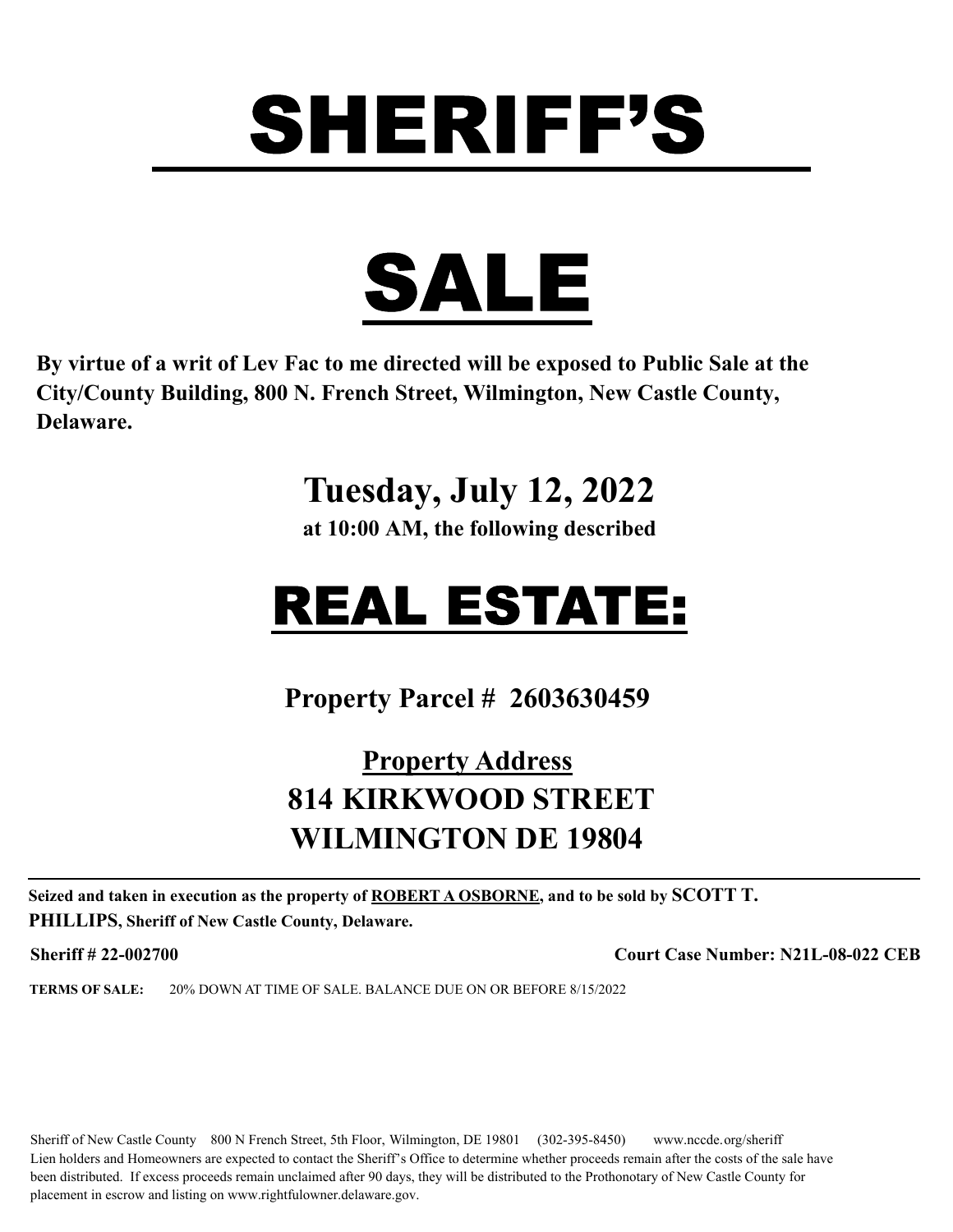# SHERIFF'S

# SALE

**By virtue of a writ of Lev Fac to me directed will be exposed to Public Sale at the City/County Building, 800 N. French Street, Wilmington, New Castle County, Delaware.**

## Tuesday, July 12, 2022

**at 10:00 AM, the following described**

# REAL ESTATE:

## Property Parcel # 2603630459

## Property Address

## 814 KIRKWOOD STREET
## WILMINGTON DE 19804

---

**Seized and taken in execution as the property of ROBERT A OSBORNE, and to be sold by SCOTT T. PHILLIPS, Sheriff of New Castle County, Delaware.**

**Sheriff # 22-002700** **Court Case Number: N21L-08-022 CEB**

**TERMS OF SALE:** 20% DOWN AT TIME OF SALE. BALANCE DUE ON OR BEFORE 8/15/2022

Sheriff of New Castle County 800 N French Street, 5th Floor, Wilmington, DE 19801 (302-395-8450) www.nccde.org/sheriff
Lien holders and Homeowners are expected to contact the Sheriff's Office to determine whether proceeds remain after the costs of the sale have been distributed. If excess proceeds remain unclaimed after 90 days, they will be distributed to the Prothonotary of New Castle County for placement in escrow and listing on www.rightfulowner.delaware.gov.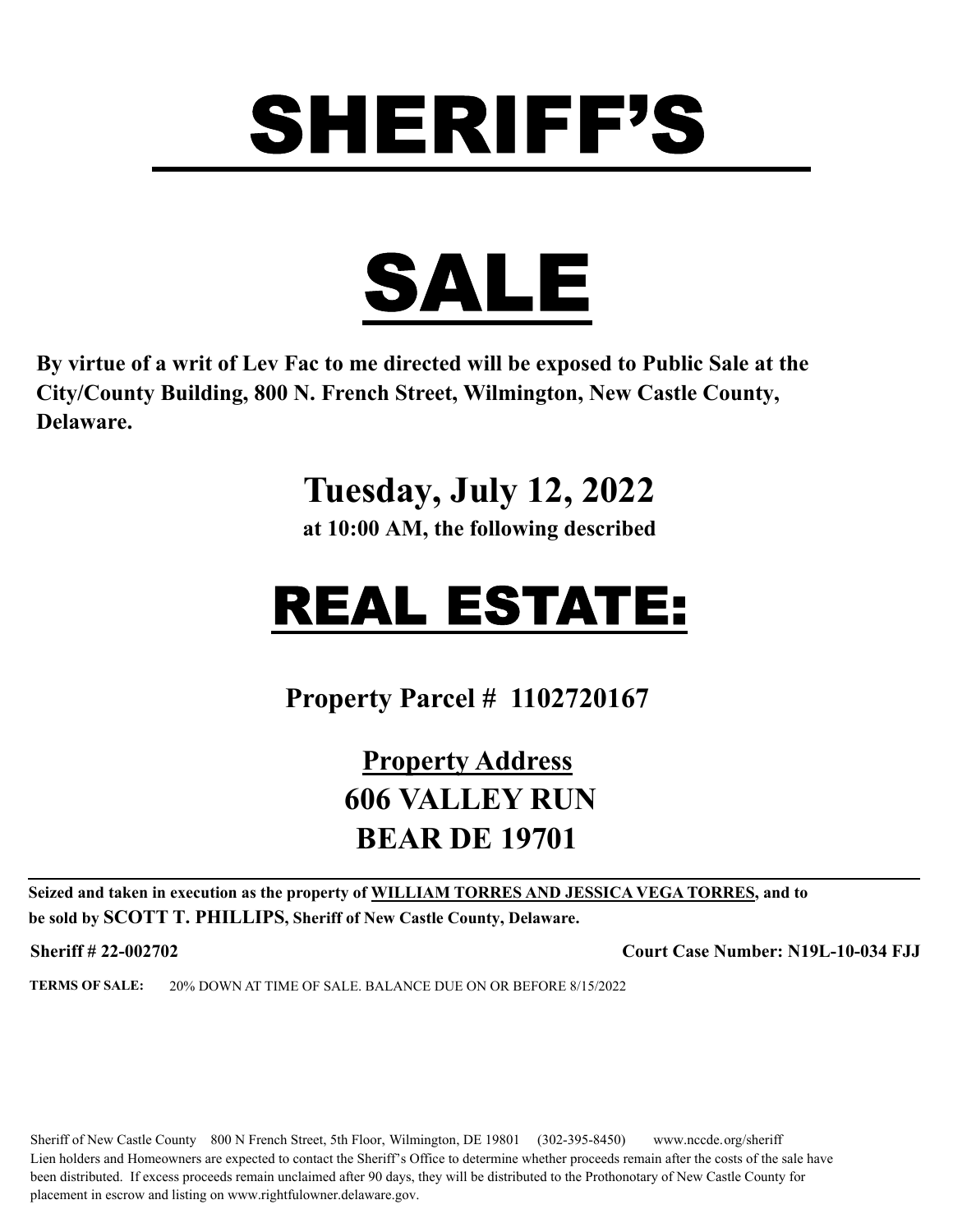# SHERIFF'S

# SALE

**By virtue of a writ of Lev Fac to me directed will be exposed to Public Sale at the City/County Building, 800 N. French Street, Wilmington, New Castle County, Delaware.**

## Tuesday, July 12, 2022

**at 10:00 AM, the following described**

# REAL ESTATE:

## Property Parcel # 1102720167

## Property Address
## 606 VALLEY RUN
## BEAR DE 19701

**Seized and taken in execution as the property of WILLIAM TORRES AND JESSICA VEGA TORRES, and to be sold by SCOTT T. PHILLIPS, Sheriff of New Castle County, Delaware.**

**Sheriff # 22-002702** **Court Case Number: N19L-10-034 FJJ**

**TERMS OF SALE:** 20% DOWN AT TIME OF SALE. BALANCE DUE ON OR BEFORE 8/15/2022

Sheriff of New Castle County 800 N French Street, 5th Floor, Wilmington, DE 19801 (302-395-8450) www.nccde.org/sheriff
Lien holders and Homeowners are expected to contact the Sheriff's Office to determine whether proceeds remain after the costs of the sale have been distributed. If excess proceeds remain unclaimed after 90 days, they will be distributed to the Prothonotary of New Castle County for placement in escrow and listing on www.rightfulowner.delaware.gov.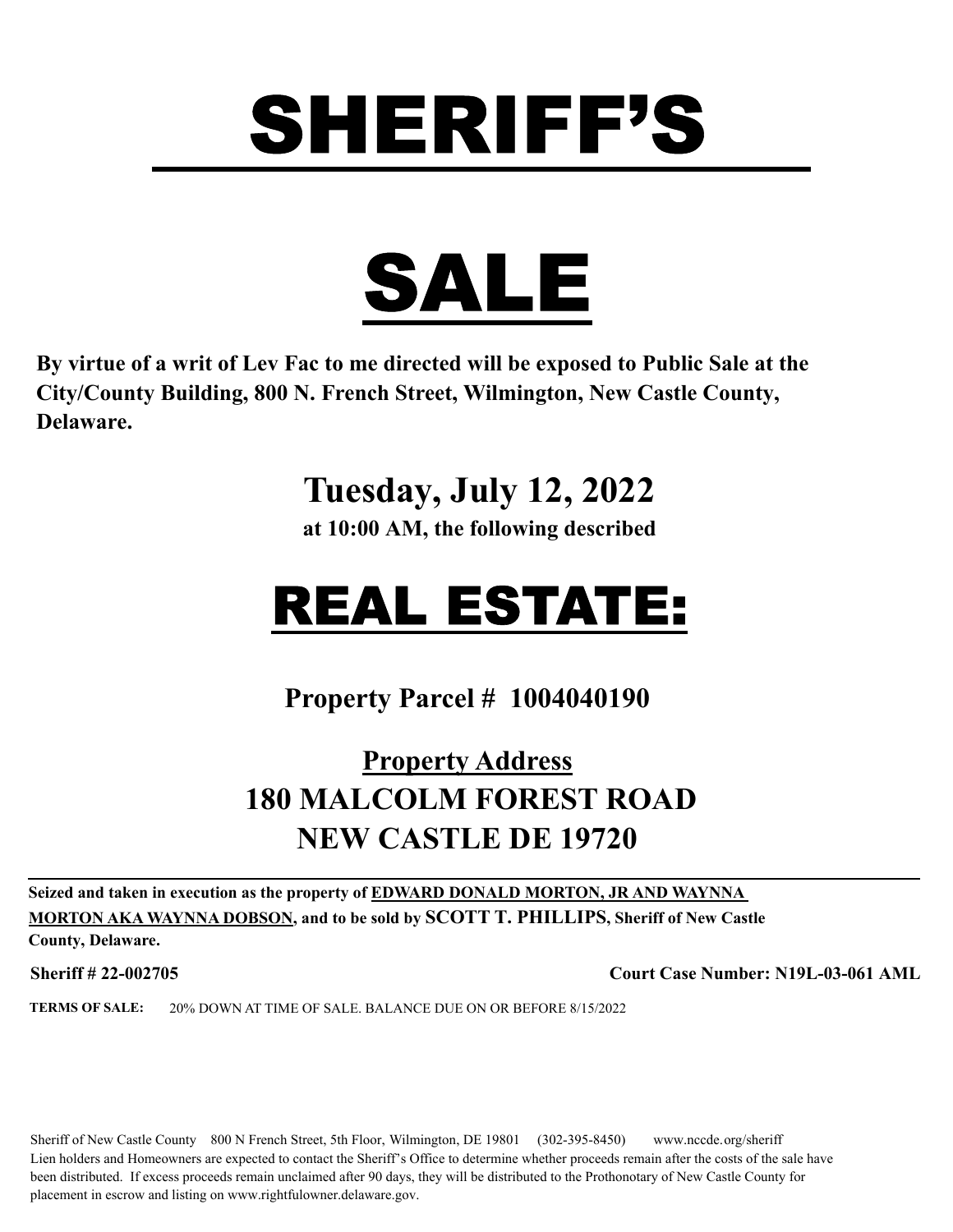# SHERIFF'S

# SALE

**By virtue of a writ of Lev Fac to me directed will be exposed to Public Sale at the City/County Building, 800 N. French Street, Wilmington, New Castle County, Delaware.**

## Tuesday, July 12, 2022

**at 10:00 AM, the following described**

# REAL ESTATE:

## Property Parcel # 1004040190

## Property Address

## 180 MALCOLM FOREST ROAD
## NEW CASTLE DE 19720

**Seized and taken in execution as the property of EDWARD DONALD MORTON, JR AND WAYNNA MORTON AKA WAYNNA DOBSON, and to be sold by SCOTT T. PHILLIPS, Sheriff of New Castle County, Delaware.**

**Sheriff # 22-002705** **Court Case Number: N19L-03-061 AML**

**TERMS OF SALE:** 20% DOWN AT TIME OF SALE. BALANCE DUE ON OR BEFORE 8/15/2022

Sheriff of New Castle County 800 N French Street, 5th Floor, Wilmington, DE 19801 (302-395-8450) www.nccde.org/sheriff
Lien holders and Homeowners are expected to contact the Sheriff's Office to determine whether proceeds remain after the costs of the sale have been distributed. If excess proceeds remain unclaimed after 90 days, they will be distributed to the Prothonotary of New Castle County for placement in escrow and listing on www.rightfulowner.delaware.gov.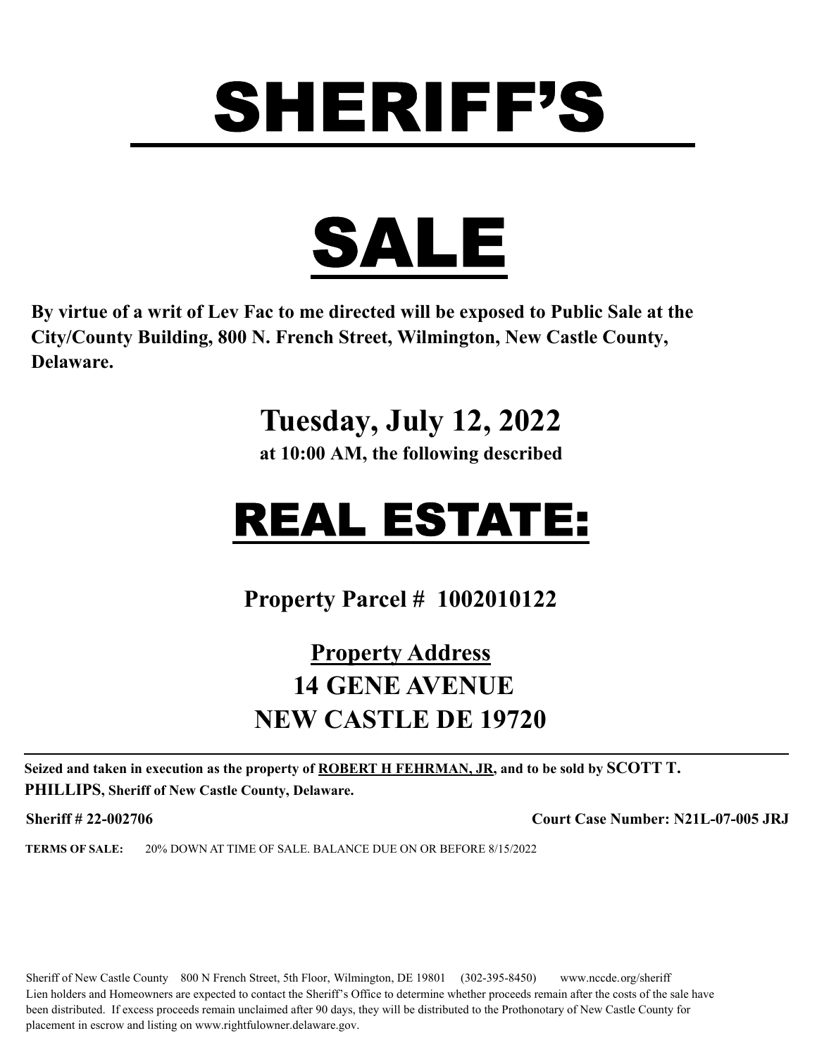# SHERIFF'S

# SALE

**By virtue of a writ of Lev Fac to me directed will be exposed to Public Sale at the City/County Building, 800 N. French Street, Wilmington, New Castle County, Delaware.**

## Tuesday, July 12, 2022

**at 10:00 AM, the following described**

# REAL ESTATE:

## Property Parcel # 1002010122

## Property Address

## 14 GENE AVENUE
## NEW CASTLE DE 19720

---

**Seized and taken in execution as the property of ROBERT H FEHRMAN, JR, and to be sold by SCOTT T. PHILLIPS, Sheriff of New Castle County, Delaware.**

**Sheriff # 22-002706** **Court Case Number: N21L-07-005 JRJ**

**TERMS OF SALE:** 20% DOWN AT TIME OF SALE. BALANCE DUE ON OR BEFORE 8/15/2022

Sheriff of New Castle County 800 N French Street, 5th Floor, Wilmington, DE 19801 (302-395-8450) www.nccde.org/sheriff
Lien holders and Homeowners are expected to contact the Sheriff's Office to determine whether proceeds remain after the costs of the sale have been distributed. If excess proceeds remain unclaimed after 90 days, they will be distributed to the Prothonotary of New Castle County for placement in escrow and listing on www.rightfulowner.delaware.gov.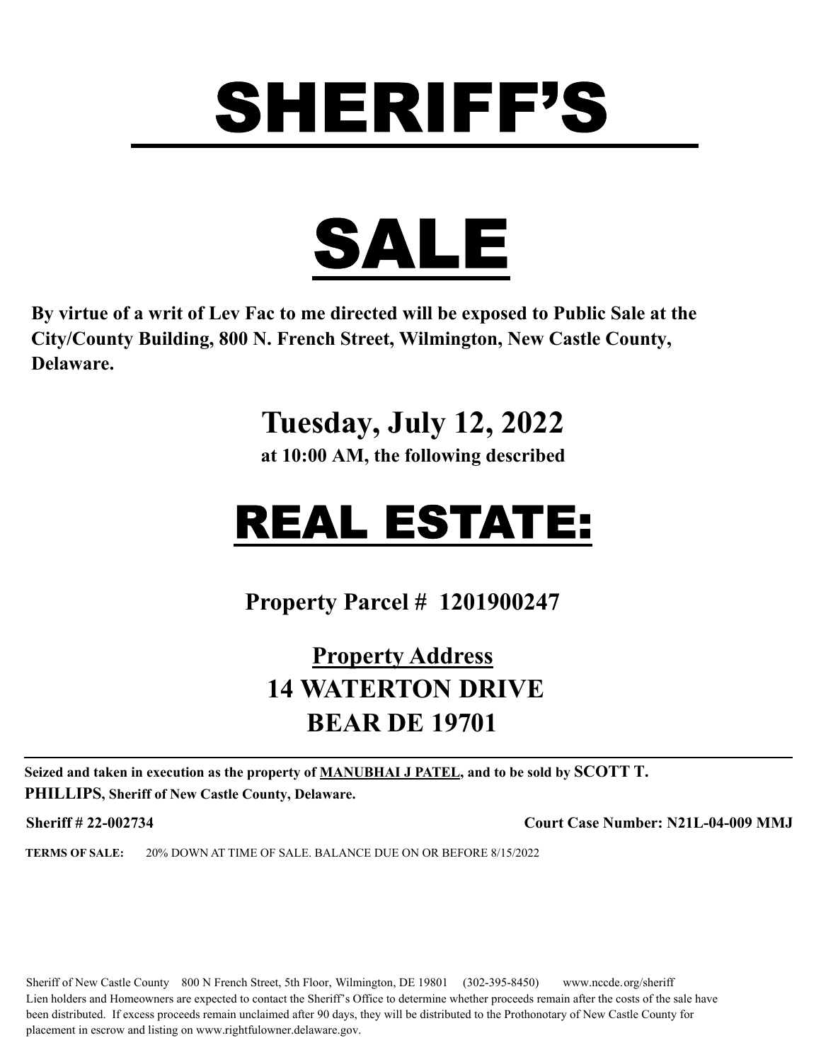# SHERIFF'S

# SALE

**By virtue of a writ of Lev Fac to me directed will be exposed to Public Sale at the City/County Building, 800 N. French Street, Wilmington, New Castle County, Delaware.**

## Tuesday, July 12, 2022

**at 10:00 AM, the following described**

# REAL ESTATE:

## Property Parcel # 1201900247

## Property Address

## 14 WATERTON DRIVE
## BEAR DE 19701

---

**Seized and taken in execution as the property of MANUBHAI J PATEL, and to be sold by SCOTT T. PHILLIPS, Sheriff of New Castle County, Delaware.**

**Sheriff # 22-002734** **Court Case Number: N21L-04-009 MMJ**

**TERMS OF SALE:** 20% DOWN AT TIME OF SALE. BALANCE DUE ON OR BEFORE 8/15/2022

Sheriff of New Castle County 800 N French Street, 5th Floor, Wilmington, DE 19801 (302-395-8450) www.nccde.org/sheriff

Lien holders and Homeowners are expected to contact the Sheriff's Office to determine whether proceeds remain after the costs of the sale have been distributed. If excess proceeds remain unclaimed after 90 days, they will be distributed to the Prothonotary of New Castle County for placement in escrow and listing on www.rightfulowner.delaware.gov.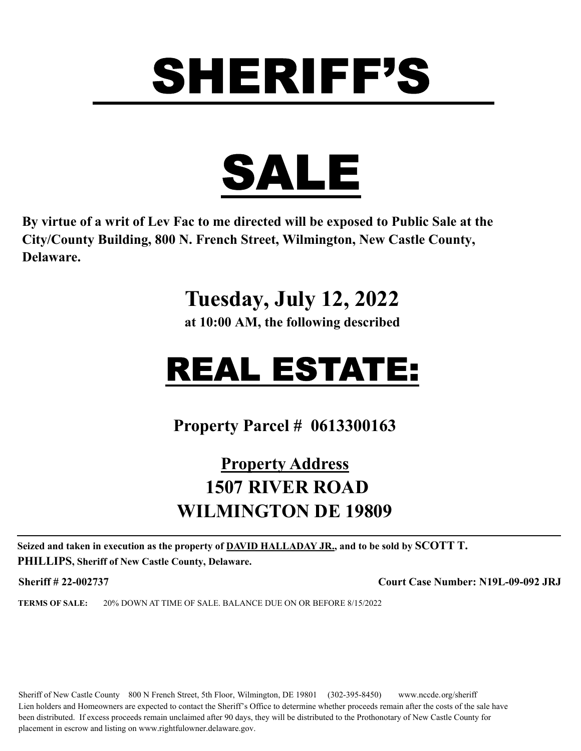# SHERIFF'S

# SALE

**By virtue of a writ of Lev Fac to me directed will be exposed to Public Sale at the City/County Building, 800 N. French Street, Wilmington, New Castle County, Delaware.**

## Tuesday, July 12, 2022

**at 10:00 AM, the following described**

# REAL ESTATE:

## Property Parcel # 0613300163

## Property Address
## 1507 RIVER ROAD
## WILMINGTON DE 19809

**Seized and taken in execution as the property of DAVID HALLADAY JR., and to be sold by SCOTT T. PHILLIPS, Sheriff of New Castle County, Delaware.**

**Sheriff # 22-002737** **Court Case Number: N19L-09-092 JRJ**

**TERMS OF SALE:** 20% DOWN AT TIME OF SALE. BALANCE DUE ON OR BEFORE 8/15/2022

Sheriff of New Castle County 800 N French Street, 5th Floor, Wilmington, DE 19801 (302-395-8450) www.nccde.org/sheriff
Lien holders and Homeowners are expected to contact the Sheriff's Office to determine whether proceeds remain after the costs of the sale have been distributed. If excess proceeds remain unclaimed after 90 days, they will be distributed to the Prothonotary of New Castle County for placement in escrow and listing on www.rightfulowner.delaware.gov.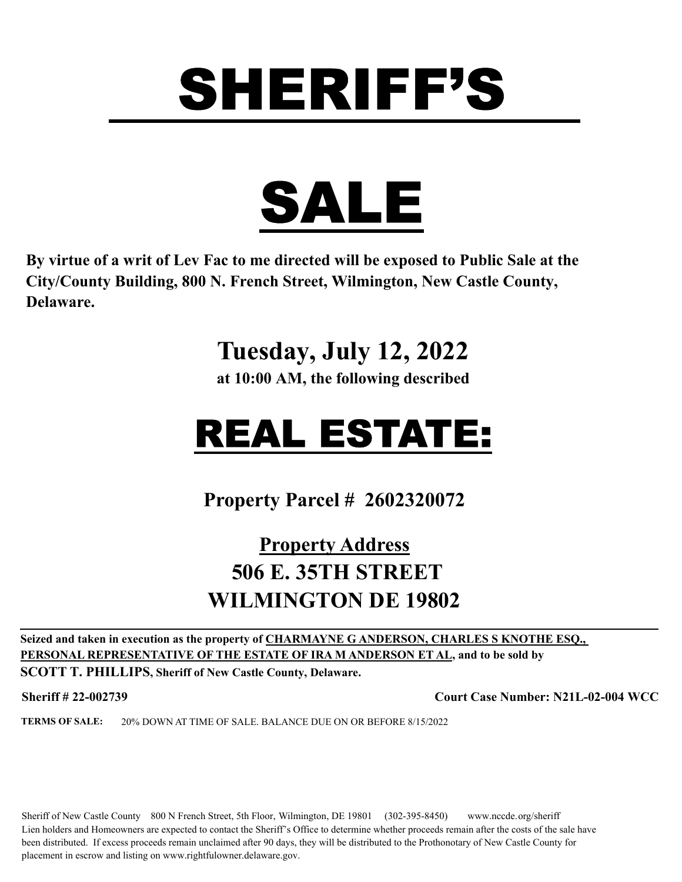# SHERIFF'S

# SALE

**By virtue of a writ of Lev Fac to me directed will be exposed to Public Sale at the City/County Building, 800 N. French Street, Wilmington, New Castle County, Delaware.**

## Tuesday, July 12, 2022

**at 10:00 AM, the following described**

# REAL ESTATE:

## Property Parcel # 2602320072

## Property Address

## 506 E. 35TH STREET
## WILMINGTON DE 19802

**Seized and taken in execution as the property of CHARMAYNE G ANDERSON, CHARLES S KNOTHE ESQ., PERSONAL REPRESENTATIVE OF THE ESTATE OF IRA M ANDERSON ET AL, and to be sold by SCOTT T. PHILLIPS, Sheriff of New Castle County, Delaware.**

**Sheriff # 22-002739** **Court Case Number: N21L-02-004 WCC**

**TERMS OF SALE:** 20% DOWN AT TIME OF SALE. BALANCE DUE ON OR BEFORE 8/15/2022

Sheriff of New Castle County 800 N French Street, 5th Floor, Wilmington, DE 19801 (302-395-8450) www.nccde.org/sheriff
Lien holders and Homeowners are expected to contact the Sheriff's Office to determine whether proceeds remain after the costs of the sale have been distributed. If excess proceeds remain unclaimed after 90 days, they will be distributed to the Prothonotary of New Castle County for placement in escrow and listing on www.rightfulowner.delaware.gov.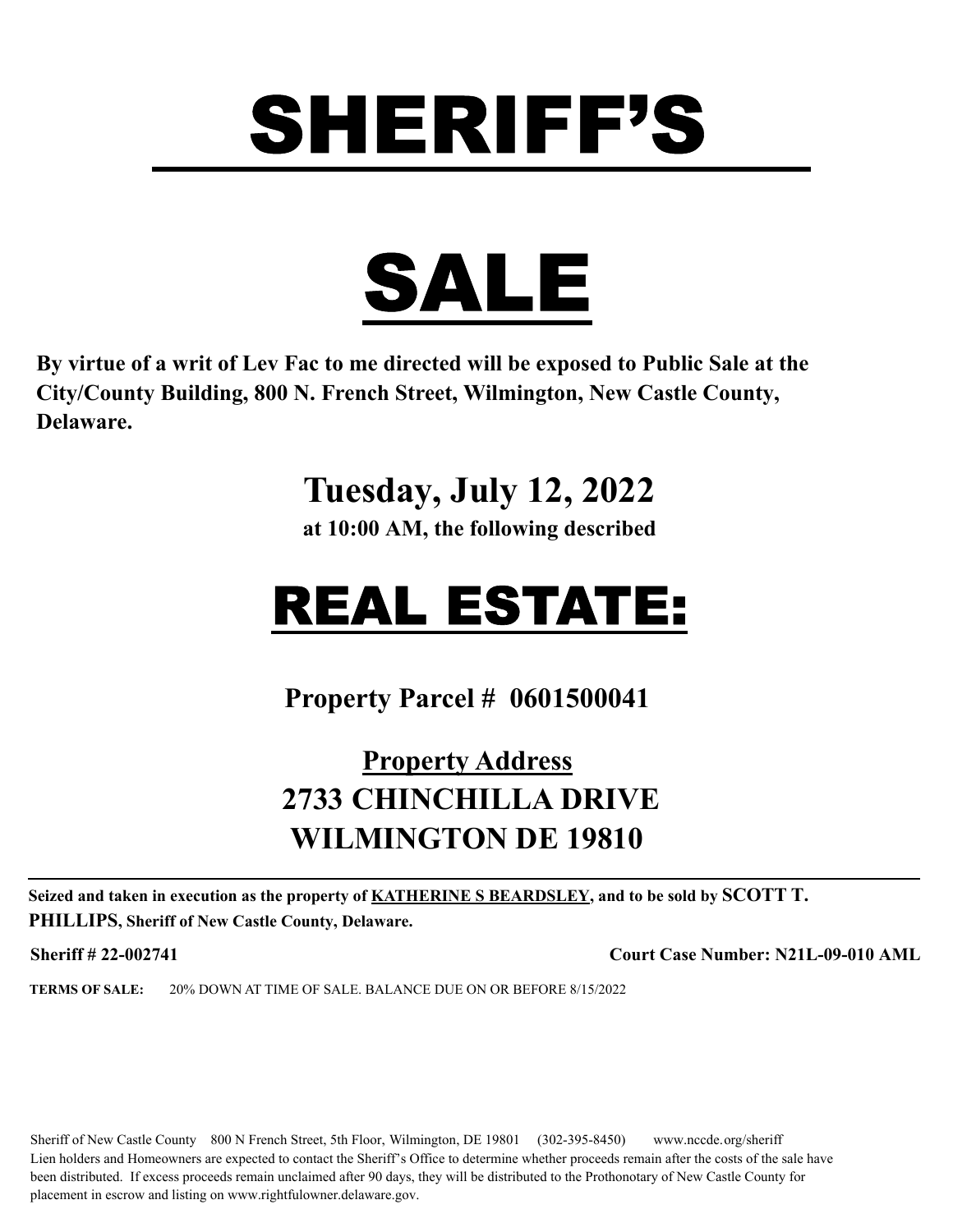# SHERIFF'S

# SALE

**By virtue of a writ of Lev Fac to me directed will be exposed to Public Sale at the City/County Building, 800 N. French Street, Wilmington, New Castle County, Delaware.**

## Tuesday, July 12, 2022

**at 10:00 AM, the following described**

# REAL ESTATE:

## Property Parcel # 0601500041

## Property Address
## 2733 CHINCHILLA DRIVE
## WILMINGTON DE 19810

---

**Seized and taken in execution as the property of KATHERINE S BEARDSLEY, and to be sold by SCOTT T. PHILLIPS, Sheriff of New Castle County, Delaware.**

**Sheriff # 22-002741** **Court Case Number: N21L-09-010 AML**

**TERMS OF SALE:** 20% DOWN AT TIME OF SALE. BALANCE DUE ON OR BEFORE 8/15/2022

Sheriff of New Castle County 800 N French Street, 5th Floor, Wilmington, DE 19801 (302-395-8450) www.nccde.org/sheriff
Lien holders and Homeowners are expected to contact the Sheriff's Office to determine whether proceeds remain after the costs of the sale have been distributed. If excess proceeds remain unclaimed after 90 days, they will be distributed to the Prothonotary of New Castle County for placement in escrow and listing on www.rightfulowner.delaware.gov.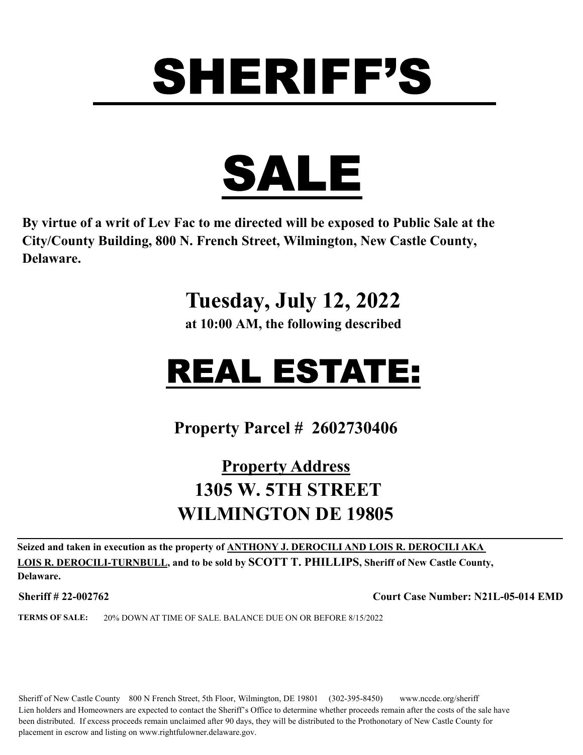# SHERIFF'S

# SALE

**By virtue of a writ of Lev Fac to me directed will be exposed to Public Sale at the City/County Building, 800 N. French Street, Wilmington, New Castle County, Delaware.**

## Tuesday, July 12, 2022

**at 10:00 AM, the following described**

# REAL ESTATE:

## Property Parcel # 2602730406

## Property Address

## 1305 W. 5TH STREET
## WILMINGTON DE 19805

**Seized and taken in execution as the property of ANTHONY J. DEROCILI AND LOIS R. DEROCILI AKA LOIS R. DEROCILI-TURNBULL, and to be sold by SCOTT T. PHILLIPS, Sheriff of New Castle County, Delaware.**

**Sheriff # 22-002762** **Court Case Number: N21L-05-014 EMD**

**TERMS OF SALE:** 20% DOWN AT TIME OF SALE. BALANCE DUE ON OR BEFORE 8/15/2022

Sheriff of New Castle County 800 N French Street, 5th Floor, Wilmington, DE 19801 (302-395-8450) www.nccde.org/sheriff
Lien holders and Homeowners are expected to contact the Sheriff's Office to determine whether proceeds remain after the costs of the sale have been distributed. If excess proceeds remain unclaimed after 90 days, they will be distributed to the Prothonotary of New Castle County for placement in escrow and listing on www.rightfulowner.delaware.gov.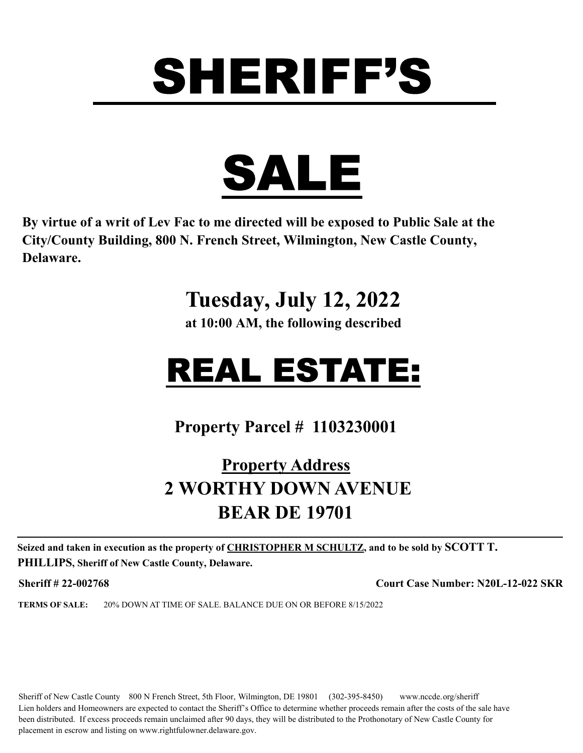# SHERIFF'S

# SALE

**By virtue of a writ of Lev Fac to me directed will be exposed to Public Sale at the City/County Building, 800 N. French Street, Wilmington, New Castle County, Delaware.**

## Tuesday, July 12, 2022

**at 10:00 AM, the following described**

# REAL ESTATE:

## Property Parcel # 1103230001

## Property Address

## 2 WORTHY DOWN AVENUE

## BEAR DE 19701

---

**Seized and taken in execution as the property of CHRISTOPHER M SCHULTZ, and to be sold by SCOTT T. PHILLIPS, Sheriff of New Castle County, Delaware.**

**Sheriff # 22-002768** **Court Case Number: N20L-12-022 SKR**

**TERMS OF SALE:** 20% DOWN AT TIME OF SALE. BALANCE DUE ON OR BEFORE 8/15/2022

Sheriff of New Castle County 800 N French Street, 5th Floor, Wilmington, DE 19801 (302-395-8450) www.nccde.org/sheriff
Lien holders and Homeowners are expected to contact the Sheriff's Office to determine whether proceeds remain after the costs of the sale have been distributed. If excess proceeds remain unclaimed after 90 days, they will be distributed to the Prothonotary of New Castle County for placement in escrow and listing on www.rightfulowner.delaware.gov.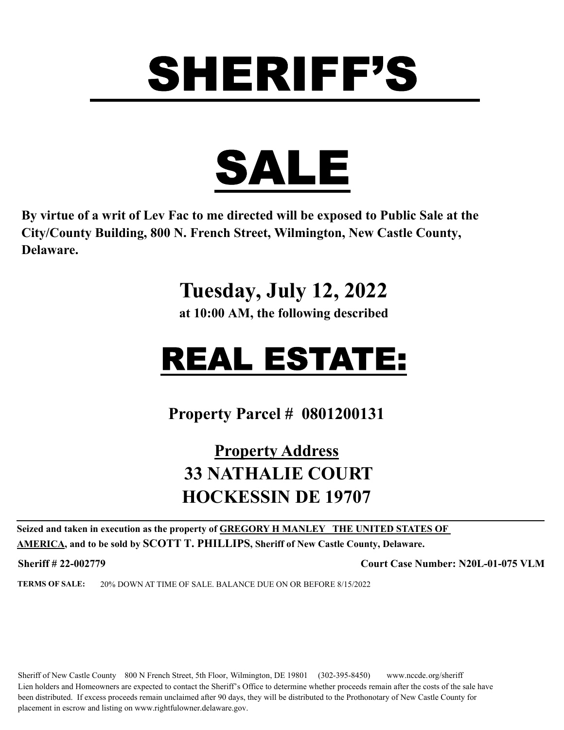# SHERIFF'S

# SALE

**By virtue of a writ of Lev Fac to me directed will be exposed to Public Sale at the City/County Building, 800 N. French Street, Wilmington, New Castle County, Delaware.**

## Tuesday, July 12, 2022

**at 10:00 AM, the following described**

# REAL ESTATE:

**Property Parcel # 0801200131**

**Property Address**
**33 NATHALIE COURT**
**HOCKESSIN DE 19707**

---

**Seized and taken in execution as the property of GREGORY H MANLEY THE UNITED STATES OF AMERICA, and to be sold by SCOTT T. PHILLIPS, Sheriff of New Castle County, Delaware.**

**Sheriff # 22-002779** **Court Case Number: N20L-01-075 VLM**

**TERMS OF SALE:** 20% DOWN AT TIME OF SALE. BALANCE DUE ON OR BEFORE 8/15/2022

Sheriff of New Castle County 800 N French Street, 5th Floor, Wilmington, DE 19801 (302-395-8450) www.nccde.org/sheriff
Lien holders and Homeowners are expected to contact the Sheriff's Office to determine whether proceeds remain after the costs of the sale have been distributed. If excess proceeds remain unclaimed after 90 days, they will be distributed to the Prothonotary of New Castle County for placement in escrow and listing on www.rightfulowner.delaware.gov.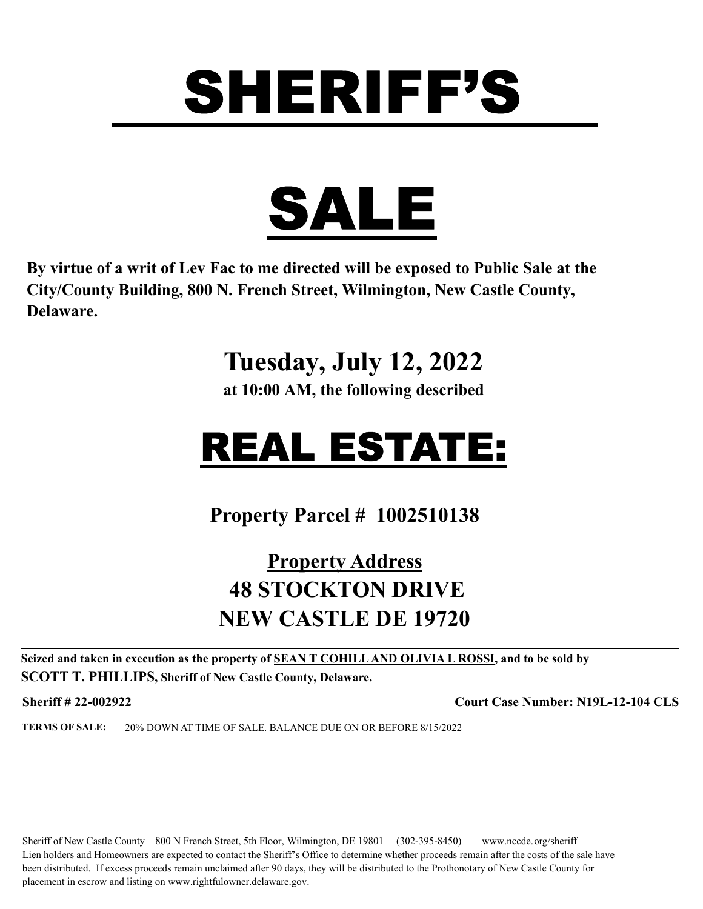# SHERIFF'S

# SALE

**By virtue of a writ of Lev Fac to me directed will be exposed to Public Sale at the City/County Building, 800 N. French Street, Wilmington, New Castle County, Delaware.**

## Tuesday, July 12, 2022

**at 10:00 AM, the following described**

# REAL ESTATE:

## Property Parcel # 1002510138

## Property Address

## 48 STOCKTON DRIVE
## NEW CASTLE DE 19720

**Seized and taken in execution as the property of SEAN T COHILL AND OLIVIA L ROSSI, and to be sold by SCOTT T. PHILLIPS, Sheriff of New Castle County, Delaware.**

**Sheriff # 22-002922** **Court Case Number: N19L-12-104 CLS**

**TERMS OF SALE:** 20% DOWN AT TIME OF SALE. BALANCE DUE ON OR BEFORE 8/15/2022

Sheriff of New Castle County 800 N French Street, 5th Floor, Wilmington, DE 19801 (302-395-8450) www.nccde.org/sheriff
Lien holders and Homeowners are expected to contact the Sheriff's Office to determine whether proceeds remain after the costs of the sale have been distributed. If excess proceeds remain unclaimed after 90 days, they will be distributed to the Prothonotary of New Castle County for placement in escrow and listing on www.rightfulowner.delaware.gov.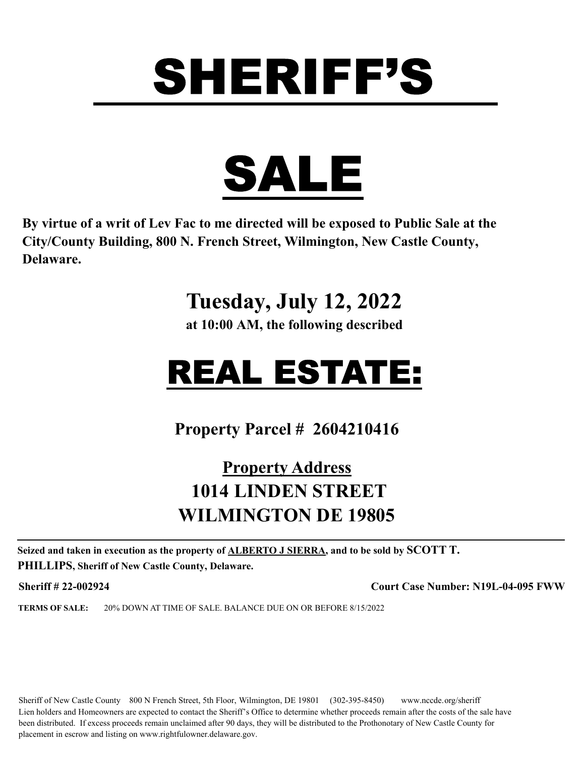# SHERIFF'S

# SALE

**By virtue of a writ of Lev Fac to me directed will be exposed to Public Sale at the City/County Building, 800 N. French Street, Wilmington, New Castle County, Delaware.**

## Tuesday, July 12, 2022

**at 10:00 AM, the following described**

# REAL ESTATE:

## Property Parcel # 2604210416

## Property Address

## 1014 LINDEN STREET
## WILMINGTON DE 19805

**Seized and taken in execution as the property of ALBERTO J SIERRA, and to be sold by SCOTT T. PHILLIPS, Sheriff of New Castle County, Delaware.**

**Sheriff # 22-002924** **Court Case Number: N19L-04-095 FWW**

**TERMS OF SALE:** 20% DOWN AT TIME OF SALE. BALANCE DUE ON OR BEFORE 8/15/2022

Sheriff of New Castle County 800 N French Street, 5th Floor, Wilmington, DE 19801 (302-395-8450) www.nccde.org/sheriff
Lien holders and Homeowners are expected to contact the Sheriff's Office to determine whether proceeds remain after the costs of the sale have been distributed. If excess proceeds remain unclaimed after 90 days, they will be distributed to the Prothonotary of New Castle County for placement in escrow and listing on www.rightfulowner.delaware.gov.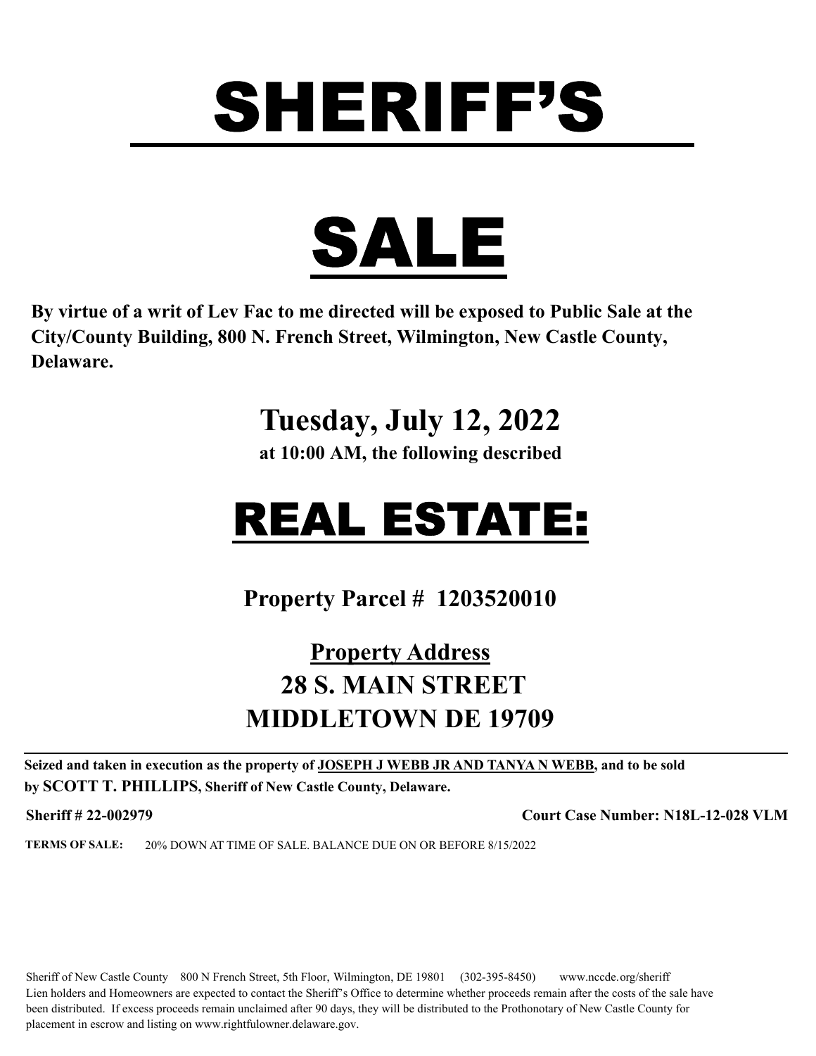# SHERIFF'S

# SALE

**By virtue of a writ of Lev Fac to me directed will be exposed to Public Sale at the City/County Building, 800 N. French Street, Wilmington, New Castle County, Delaware.**

## Tuesday, July 12, 2022

**at 10:00 AM, the following described**

# REAL ESTATE:

## Property Parcel # 1203520010

## Property Address

## 28 S. MAIN STREET

## MIDDLETOWN DE 19709

**Seized and taken in execution as the property of JOSEPH J WEBB JR AND TANYA N WEBB, and to be sold by SCOTT T. PHILLIPS, Sheriff of New Castle County, Delaware.**

**Sheriff # 22-002979** **Court Case Number: N18L-12-028 VLM**

**TERMS OF SALE:** 20% DOWN AT TIME OF SALE. BALANCE DUE ON OR BEFORE 8/15/2022

Sheriff of New Castle County 800 N French Street, 5th Floor, Wilmington, DE 19801 (302-395-8450) www.nccde.org/sheriff
Lien holders and Homeowners are expected to contact the Sheriff's Office to determine whether proceeds remain after the costs of the sale have been distributed. If excess proceeds remain unclaimed after 90 days, they will be distributed to the Prothonotary of New Castle County for placement in escrow and listing on www.rightfulowner.delaware.gov.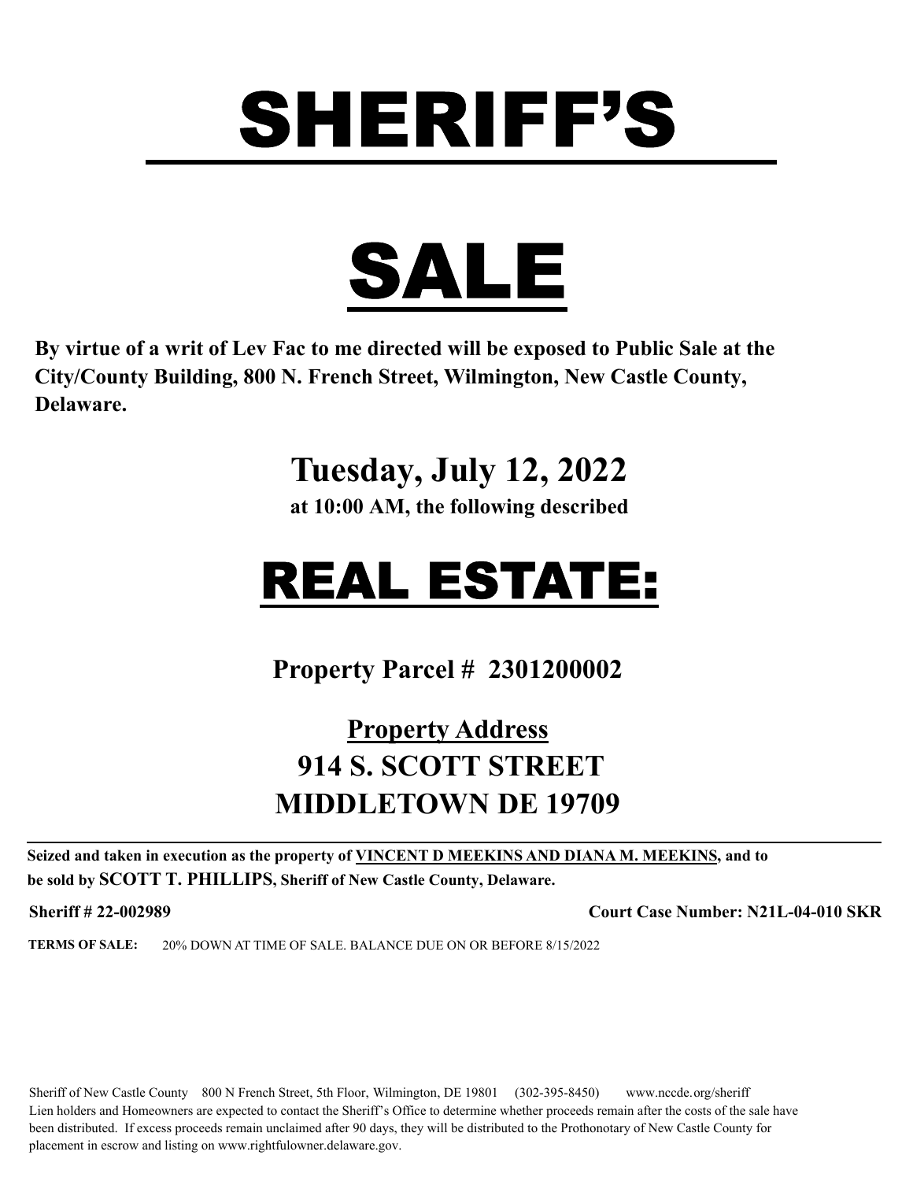# SHERIFF'S

# SALE

**By virtue of a writ of Lev Fac to me directed will be exposed to Public Sale at the City/County Building, 800 N. French Street, Wilmington, New Castle County, Delaware.**

## Tuesday, July 12, 2022

**at 10:00 AM, the following described**

# REAL ESTATE:

## Property Parcel # 2301200002

## Property Address

## 914 S. SCOTT STREET
## MIDDLETOWN DE 19709

---

**Seized and taken in execution as the property of VINCENT D MEEKINS AND DIANA M. MEEKINS, and to be sold by SCOTT T. PHILLIPS, Sheriff of New Castle County, Delaware.**

**Sheriff # 22-002989** **Court Case Number: N21L-04-010 SKR**

**TERMS OF SALE:** 20% DOWN AT TIME OF SALE. BALANCE DUE ON OR BEFORE 8/15/2022

Sheriff of New Castle County 800 N French Street, 5th Floor, Wilmington, DE 19801 (302-395-8450) www.nccde.org/sheriff
Lien holders and Homeowners are expected to contact the Sheriff's Office to determine whether proceeds remain after the costs of the sale have been distributed. If excess proceeds remain unclaimed after 90 days, they will be distributed to the Prothonotary of New Castle County for placement in escrow and listing on www.rightfulowner.delaware.gov.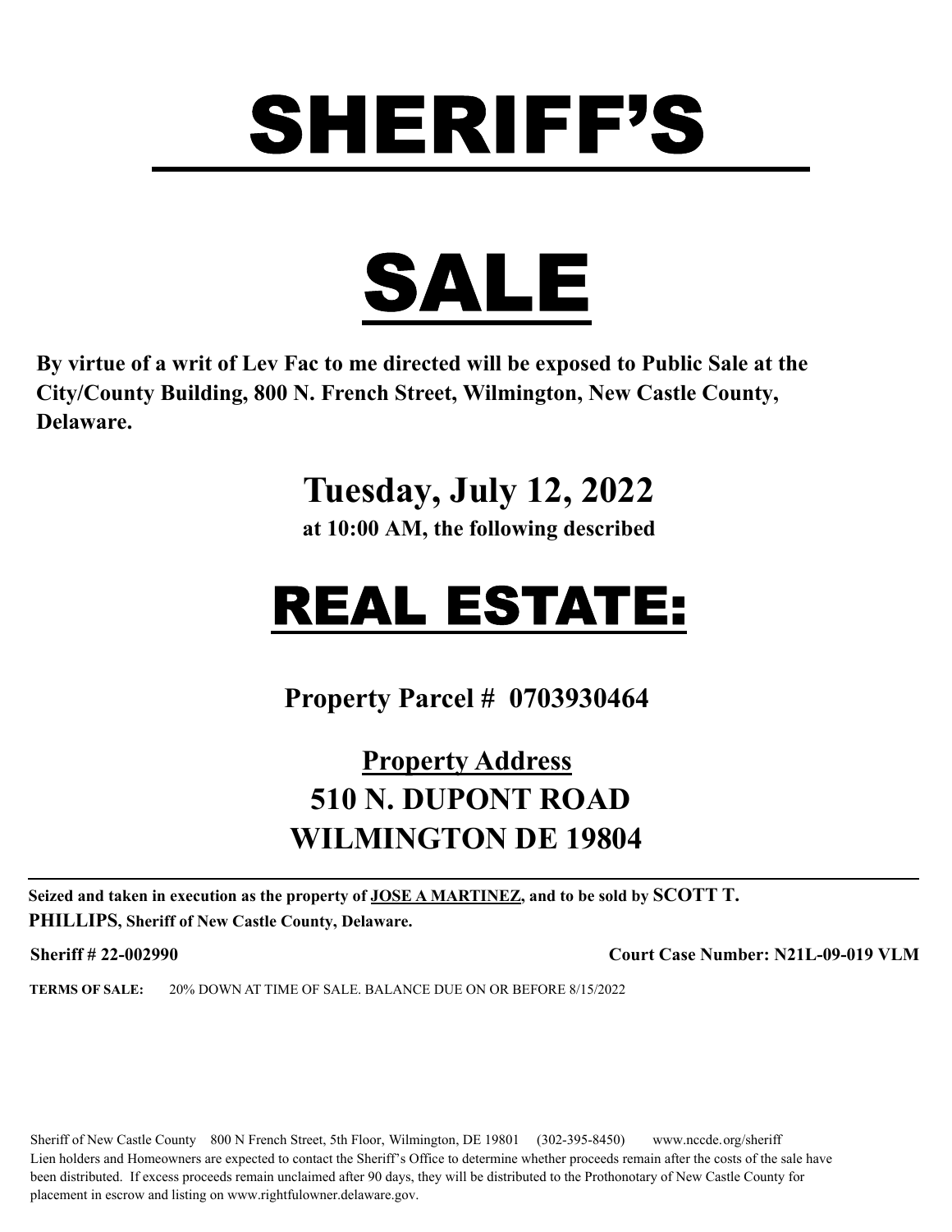# SHERIFF'S

# SALE

**By virtue of a writ of Lev Fac to me directed will be exposed to Public Sale at the City/County Building, 800 N. French Street, Wilmington, New Castle County, Delaware.**

## Tuesday, July 12, 2022

**at 10:00 AM, the following described**

# REAL ESTATE:

## Property Parcel # 0703930464

## Property Address

## 510 N. DUPONT ROAD
## WILMINGTON DE 19804

---

**Seized and taken in execution as the property of JOSE A MARTINEZ, and to be sold by SCOTT T. PHILLIPS, Sheriff of New Castle County, Delaware.**

**Sheriff # 22-002990** **Court Case Number: N21L-09-019 VLM**

**TERMS OF SALE:** 20% DOWN AT TIME OF SALE. BALANCE DUE ON OR BEFORE 8/15/2022

Sheriff of New Castle County 800 N French Street, 5th Floor, Wilmington, DE 19801 (302-395-8450) www.nccde.org/sheriff
Lien holders and Homeowners are expected to contact the Sheriff's Office to determine whether proceeds remain after the costs of the sale have been distributed. If excess proceeds remain unclaimed after 90 days, they will be distributed to the Prothonotary of New Castle County for placement in escrow and listing on www.rightfulowner.delaware.gov.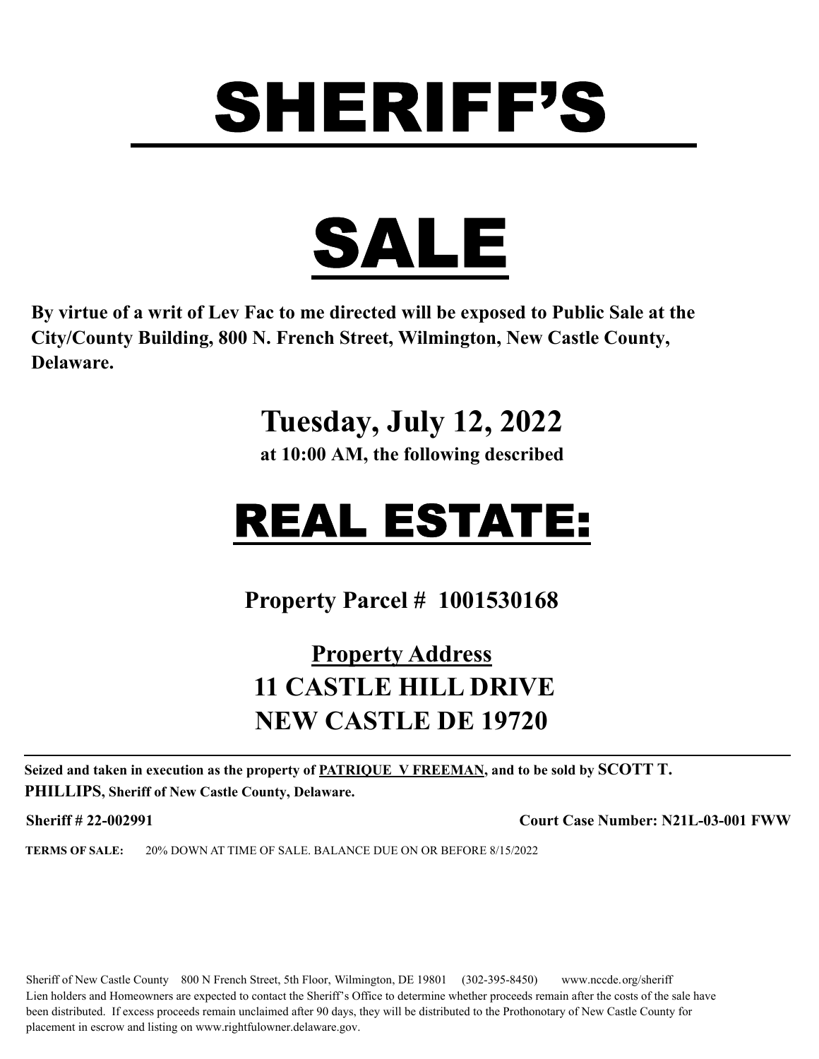# SHERIFF'S

# SALE

**By virtue of a writ of Lev Fac to me directed will be exposed to Public Sale at the City/County Building, 800 N. French Street, Wilmington, New Castle County, Delaware.**

## Tuesday, July 12, 2022

**at 10:00 AM, the following described**

# REAL ESTATE:

## Property Parcel # 1001530168

## Property Address

## 11 CASTLE HILL DRIVE
## NEW CASTLE DE 19720

---

**Seized and taken in execution as the property of PATRIQUE V FREEMAN, and to be sold by SCOTT T. PHILLIPS, Sheriff of New Castle County, Delaware.**

**Sheriff # 22-002991** **Court Case Number: N21L-03-001 FWW**

**TERMS OF SALE:** 20% DOWN AT TIME OF SALE. BALANCE DUE ON OR BEFORE 8/15/2022

Sheriff of New Castle County 800 N French Street, 5th Floor, Wilmington, DE 19801 (302-395-8450) www.nccde.org/sheriff
Lien holders and Homeowners are expected to contact the Sheriff's Office to determine whether proceeds remain after the costs of the sale have been distributed. If excess proceeds remain unclaimed after 90 days, they will be distributed to the Prothonotary of New Castle County for placement in escrow and listing on www.rightfulowner.delaware.gov.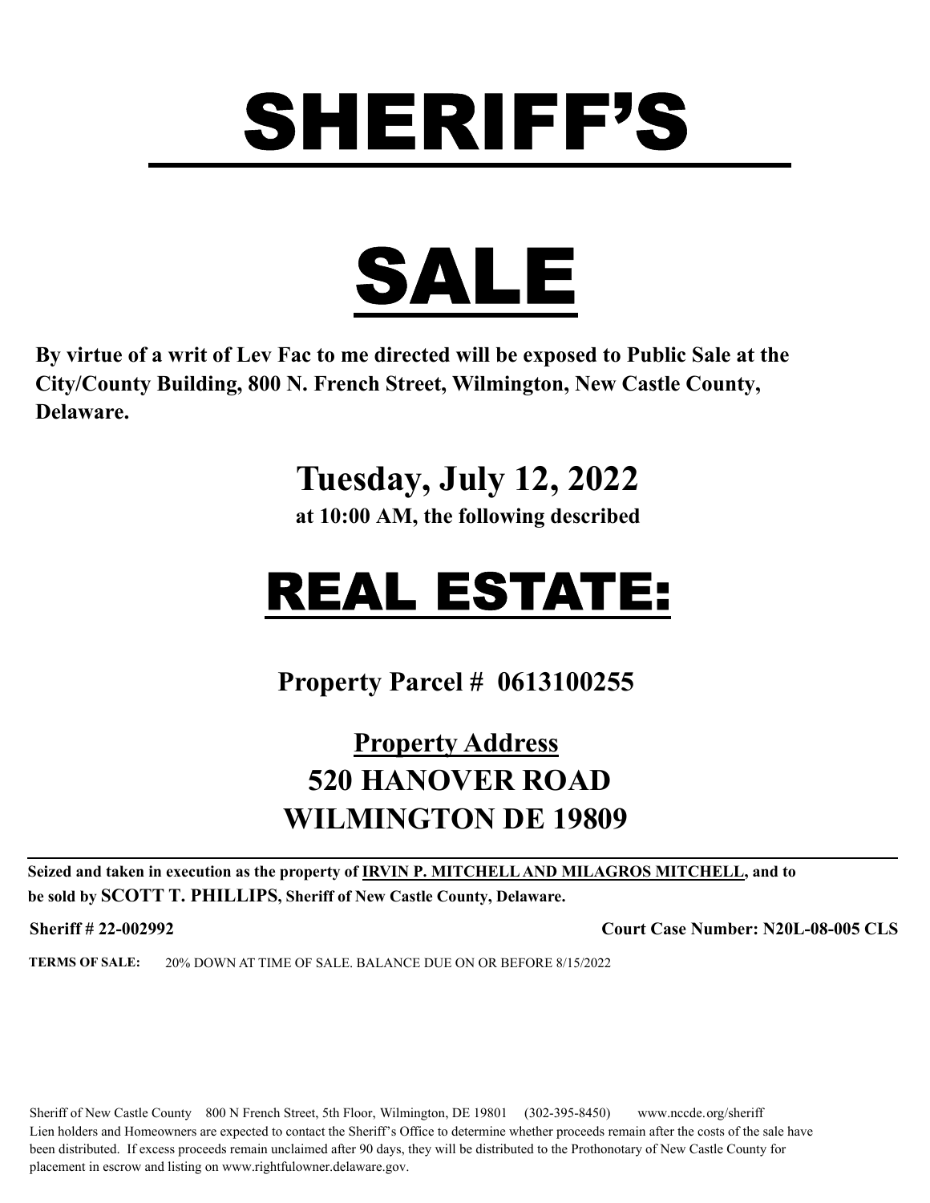# SHERIFF'S

# SALE

**By virtue of a writ of Lev Fac to me directed will be exposed to Public Sale at the City/County Building, 800 N. French Street, Wilmington, New Castle County, Delaware.**

## Tuesday, July 12, 2022

**at 10:00 AM, the following described**

# REAL ESTATE:

## Property Parcel # 0613100255

## Property Address
## 520 HANOVER ROAD
## WILMINGTON DE 19809

---

**Seized and taken in execution as the property of IRVIN P. MITCHELL AND MILAGROS MITCHELL, and to be sold by SCOTT T. PHILLIPS, Sheriff of New Castle County, Delaware.**

**Sheriff # 22-002992** **Court Case Number: N20L-08-005 CLS**

**TERMS OF SALE:** 20% DOWN AT TIME OF SALE. BALANCE DUE ON OR BEFORE 8/15/2022

Sheriff of New Castle County 800 N French Street, 5th Floor, Wilmington, DE 19801 (302-395-8450) www.nccde.org/sheriff
Lien holders and Homeowners are expected to contact the Sheriff's Office to determine whether proceeds remain after the costs of the sale have been distributed. If excess proceeds remain unclaimed after 90 days, they will be distributed to the Prothonotary of New Castle County for placement in escrow and listing on www.rightfulowner.delaware.gov.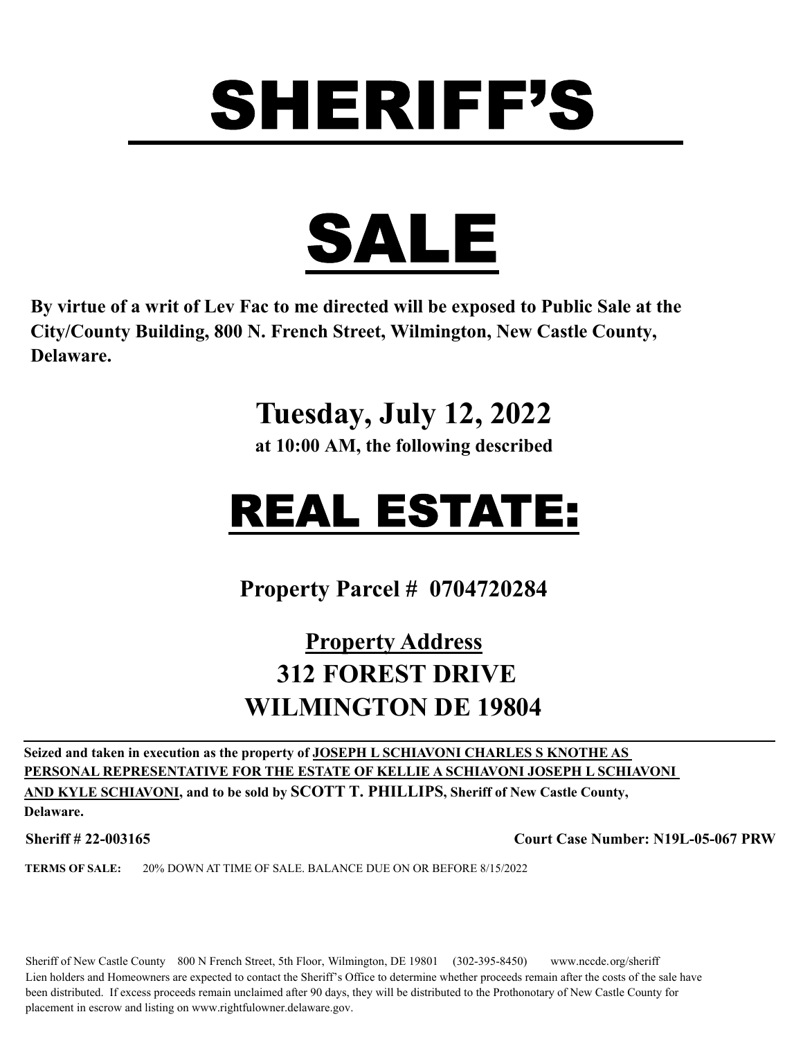# SHERIFF'S

# SALE

**By virtue of a writ of Lev Fac to me directed will be exposed to Public Sale at the City/County Building, 800 N. French Street, Wilmington, New Castle County, Delaware.**

## Tuesday, July 12, 2022

**at 10:00 AM, the following described**

# REAL ESTATE:

## Property Parcel # 0704720284

## Property Address

## 312 FOREST DRIVE
## WILMINGTON DE 19804

**Seized and taken in execution as the property of JOSEPH L SCHIAVONI CHARLES S KNOTHE AS PERSONAL REPRESENTATIVE FOR THE ESTATE OF KELLIE A SCHIAVONI JOSEPH L SCHIAVONI AND KYLE SCHIAVONI, and to be sold by SCOTT T. PHILLIPS, Sheriff of New Castle County, Delaware.**

**Sheriff # 22-003165** **Court Case Number: N19L-05-067 PRW**

**TERMS OF SALE:** 20% DOWN AT TIME OF SALE. BALANCE DUE ON OR BEFORE 8/15/2022

Sheriff of New Castle County 800 N French Street, 5th Floor, Wilmington, DE 19801 (302-395-8450) www.nccde.org/sheriff
Lien holders and Homeowners are expected to contact the Sheriff's Office to determine whether proceeds remain after the costs of the sale have been distributed. If excess proceeds remain unclaimed after 90 days, they will be distributed to the Prothonotary of New Castle County for placement in escrow and listing on www.rightfulowner.delaware.gov.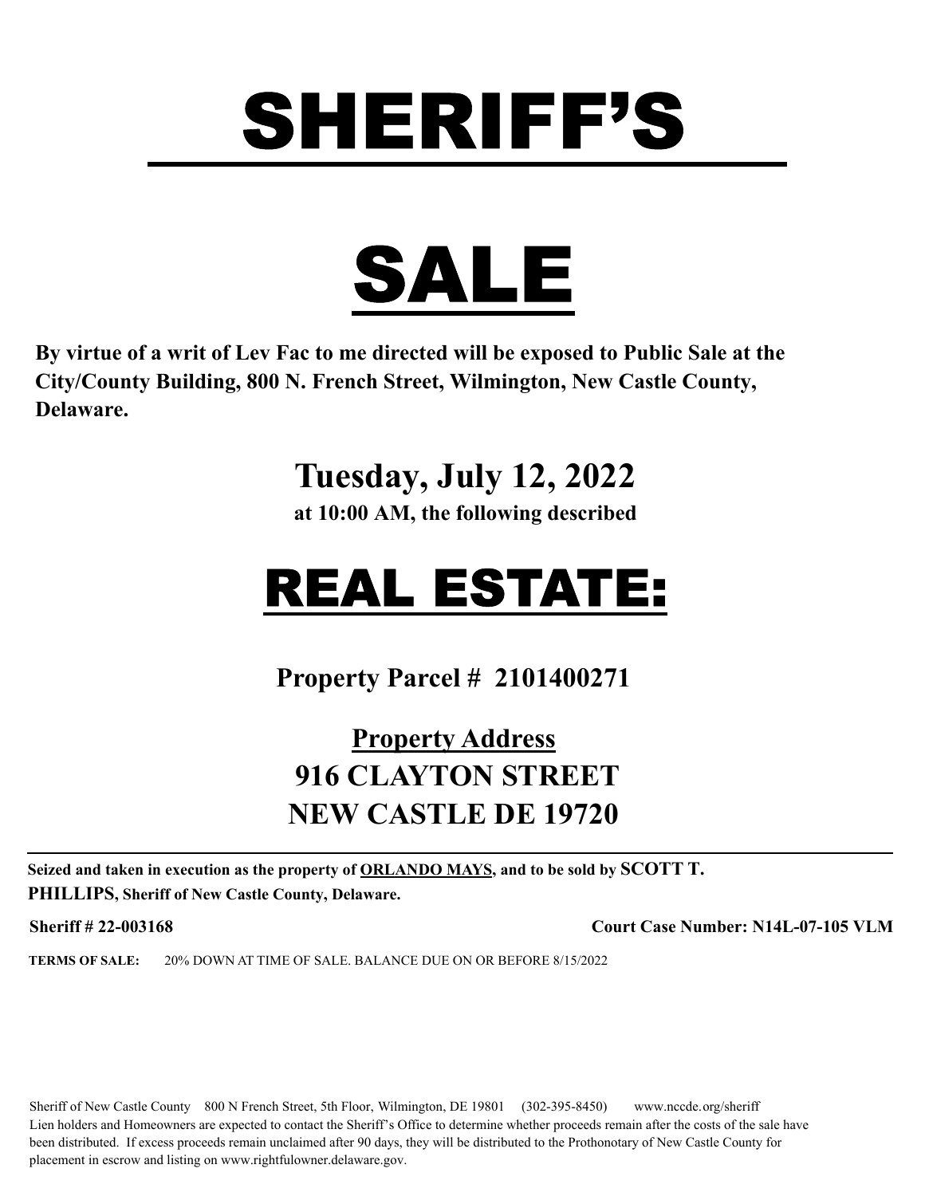# SHERIFF'S

# SALE

**By virtue of a writ of Lev Fac to me directed will be exposed to Public Sale at the City/County Building, 800 N. French Street, Wilmington, New Castle County, Delaware.**

## Tuesday, July 12, 2022

**at 10:00 AM, the following described**

# REAL ESTATE:

## Property Parcel # 2101400271

## Property Address

## 916 CLAYTON STREET
## NEW CASTLE DE 19720

---

**Seized and taken in execution as the property of ORLANDO MAYS, and to be sold by SCOTT T. PHILLIPS, Sheriff of New Castle County, Delaware.**

**Sheriff # 22-003168** **Court Case Number: N14L-07-105 VLM**

**TERMS OF SALE:** 20% DOWN AT TIME OF SALE. BALANCE DUE ON OR BEFORE 8/15/2022

Sheriff of New Castle County 800 N French Street, 5th Floor, Wilmington, DE 19801 (302-395-8450) www.nccde.org/sheriff
Lien holders and Homeowners are expected to contact the Sheriff's Office to determine whether proceeds remain after the costs of the sale have been distributed. If excess proceeds remain unclaimed after 90 days, they will be distributed to the Prothonotary of New Castle County for placement in escrow and listing on www.rightfulowner.delaware.gov.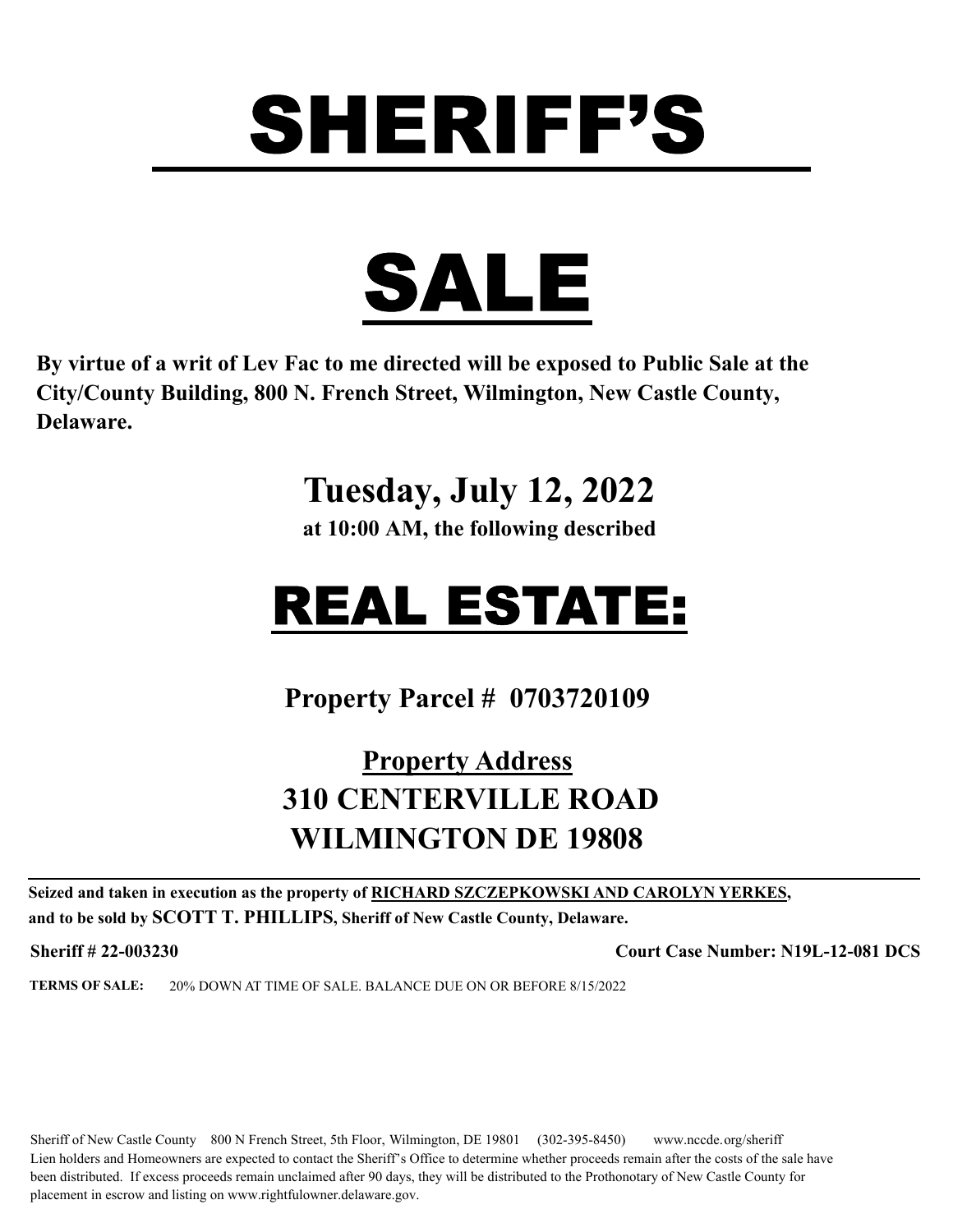# SHERIFF'S

# SALE

**By virtue of a writ of Lev Fac to me directed will be exposed to Public Sale at the City/County Building, 800 N. French Street, Wilmington, New Castle County, Delaware.**

## Tuesday, July 12, 2022

**at 10:00 AM, the following described**

# REAL ESTATE:

## Property Parcel # 0703720109

## Property Address

## 310 CENTERVILLE ROAD
## WILMINGTON DE 19808

---

**Seized and taken in execution as the property of RICHARD SZCZEPKOWSKI AND CAROLYN YERKES, and to be sold by SCOTT T. PHILLIPS, Sheriff of New Castle County, Delaware.**

**Sheriff # 22-003230** **Court Case Number: N19L-12-081 DCS**

**TERMS OF SALE:** 20% DOWN AT TIME OF SALE. BALANCE DUE ON OR BEFORE 8/15/2022

Sheriff of New Castle County 800 N French Street, 5th Floor, Wilmington, DE 19801 (302-395-8450) www.nccde.org/sheriff
Lien holders and Homeowners are expected to contact the Sheriff's Office to determine whether proceeds remain after the costs of the sale have been distributed. If excess proceeds remain unclaimed after 90 days, they will be distributed to the Prothonotary of New Castle County for placement in escrow and listing on www.rightfulowner.delaware.gov.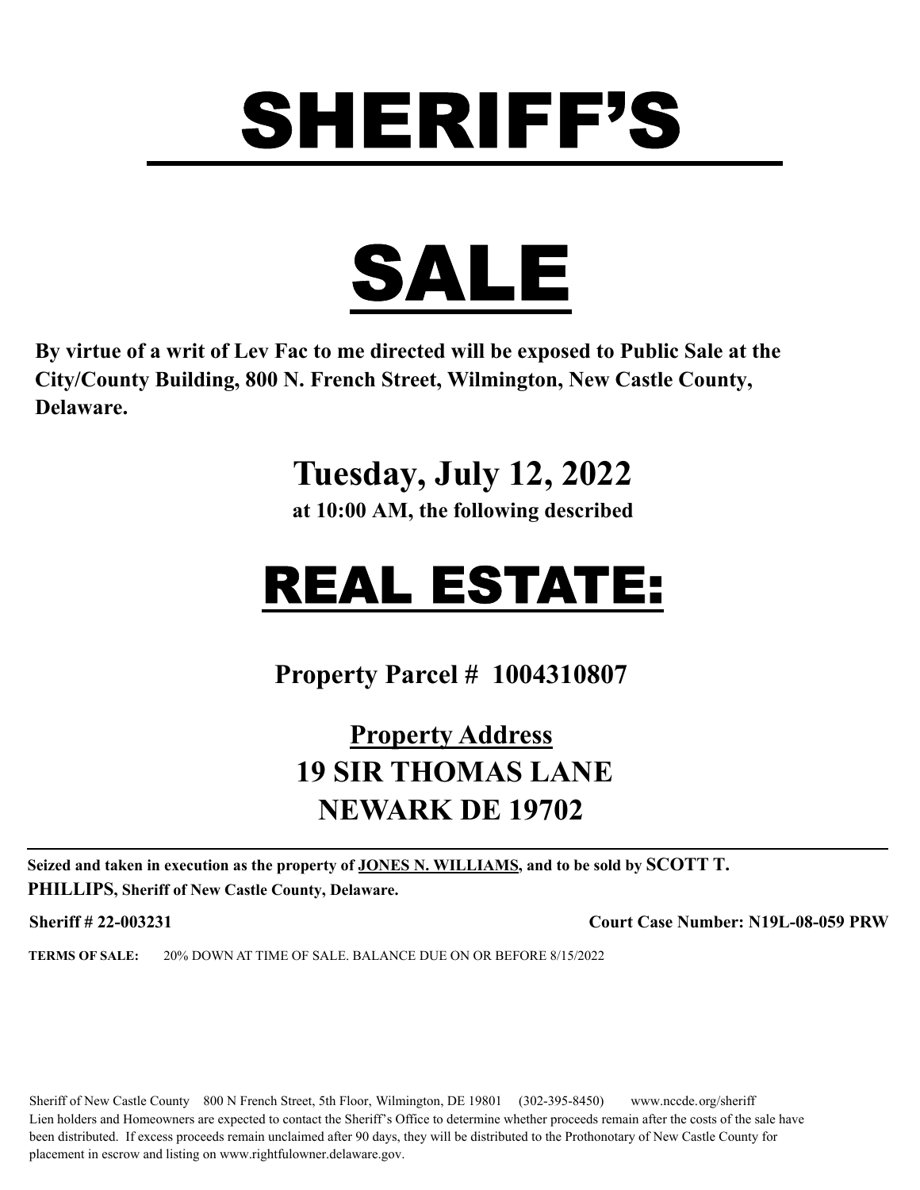# SHERIFF'S

# SALE

**By virtue of a writ of Lev Fac to me directed will be exposed to Public Sale at the City/County Building, 800 N. French Street, Wilmington, New Castle County, Delaware.**

## Tuesday, July 12, 2022

**at 10:00 AM, the following described**

# REAL ESTATE:

## Property Parcel # 1004310807

## Property Address
## 19 SIR THOMAS LANE
## NEWARK DE 19702

---

**Seized and taken in execution as the property of JONES N. WILLIAMS, and to be sold by SCOTT T. PHILLIPS, Sheriff of New Castle County, Delaware.**

**Sheriff # 22-003231** **Court Case Number: N19L-08-059 PRW**

**TERMS OF SALE:** 20% DOWN AT TIME OF SALE. BALANCE DUE ON OR BEFORE 8/15/2022

Sheriff of New Castle County 800 N French Street, 5th Floor, Wilmington, DE 19801 (302-395-8450) www.nccde.org/sheriff
Lien holders and Homeowners are expected to contact the Sheriff's Office to determine whether proceeds remain after the costs of the sale have been distributed. If excess proceeds remain unclaimed after 90 days, they will be distributed to the Prothonotary of New Castle County for placement in escrow and listing on www.rightfulowner.delaware.gov.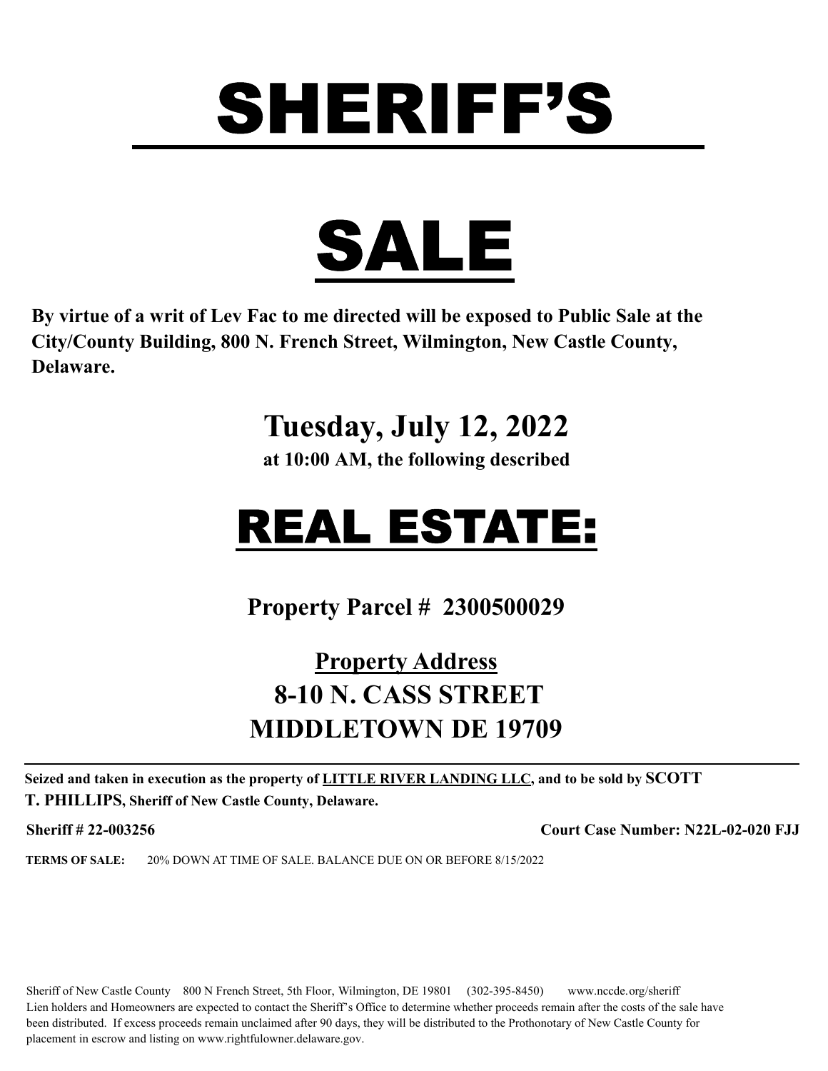# SHERIFF'S

# SALE

**By virtue of a writ of Lev Fac to me directed will be exposed to Public Sale at the City/County Building, 800 N. French Street, Wilmington, New Castle County, Delaware.**

## Tuesday, July 12, 2022

**at 10:00 AM, the following described**

# REAL ESTATE:

## Property Parcel # 2300500029

## Property Address

## 8-10 N. CASS STREET
## MIDDLETOWN DE 19709

**Seized and taken in execution as the property of LITTLE RIVER LANDING LLC, and to be sold by SCOTT T. PHILLIPS, Sheriff of New Castle County, Delaware.**

**Sheriff # 22-003256** **Court Case Number: N22L-02-020 FJJ**

**TERMS OF SALE:** 20% DOWN AT TIME OF SALE. BALANCE DUE ON OR BEFORE 8/15/2022

Sheriff of New Castle County 800 N French Street, 5th Floor, Wilmington, DE 19801 (302-395-8450) www.nccde.org/sheriff
Lien holders and Homeowners are expected to contact the Sheriff's Office to determine whether proceeds remain after the costs of the sale have been distributed. If excess proceeds remain unclaimed after 90 days, they will be distributed to the Prothonotary of New Castle County for placement in escrow and listing on www.rightfulowner.delaware.gov.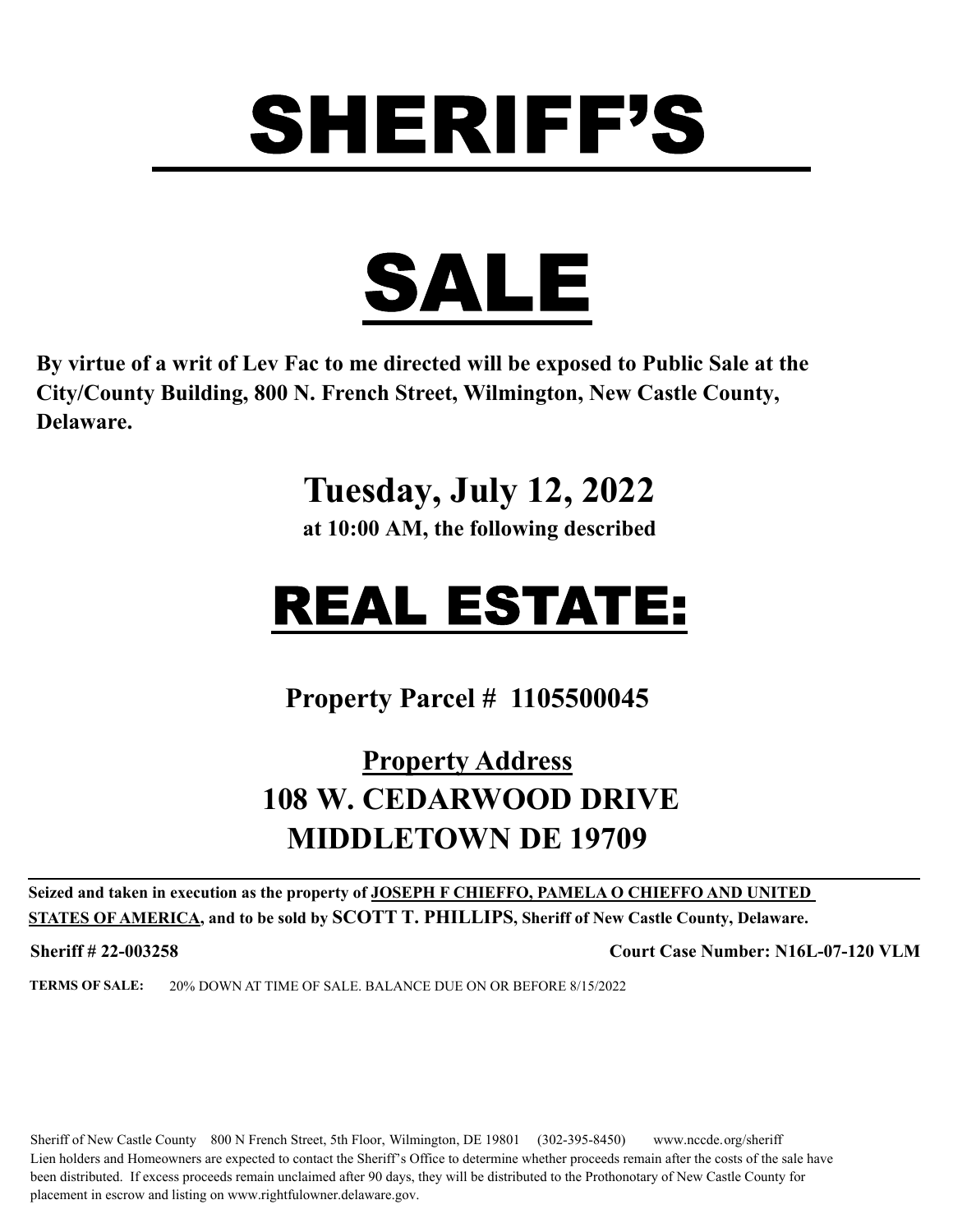# SHERIFF'S

# SALE

**By virtue of a writ of Lev Fac to me directed will be exposed to Public Sale at the City/County Building, 800 N. French Street, Wilmington, New Castle County, Delaware.**

## Tuesday, July 12, 2022

**at 10:00 AM, the following described**

# REAL ESTATE:

**Property Parcel # 1105500045**

## Property Address

## 108 W. CEDARWOOD DRIVE
## MIDDLETOWN DE 19709

**Seized and taken in execution as the property of JOSEPH F CHIEFFO, PAMELA O CHIEFFO AND UNITED STATES OF AMERICA, and to be sold by SCOTT T. PHILLIPS, Sheriff of New Castle County, Delaware.**

**Sheriff # 22-003258** **Court Case Number: N16L-07-120 VLM**

**TERMS OF SALE:** 20% DOWN AT TIME OF SALE. BALANCE DUE ON OR BEFORE 8/15/2022

Sheriff of New Castle County 800 N French Street, 5th Floor, Wilmington, DE 19801 (302-395-8450) www.nccde.org/sheriff
Lien holders and Homeowners are expected to contact the Sheriff's Office to determine whether proceeds remain after the costs of the sale have been distributed. If excess proceeds remain unclaimed after 90 days, they will be distributed to the Prothonotary of New Castle County for placement in escrow and listing on www.rightfulowner.delaware.gov.